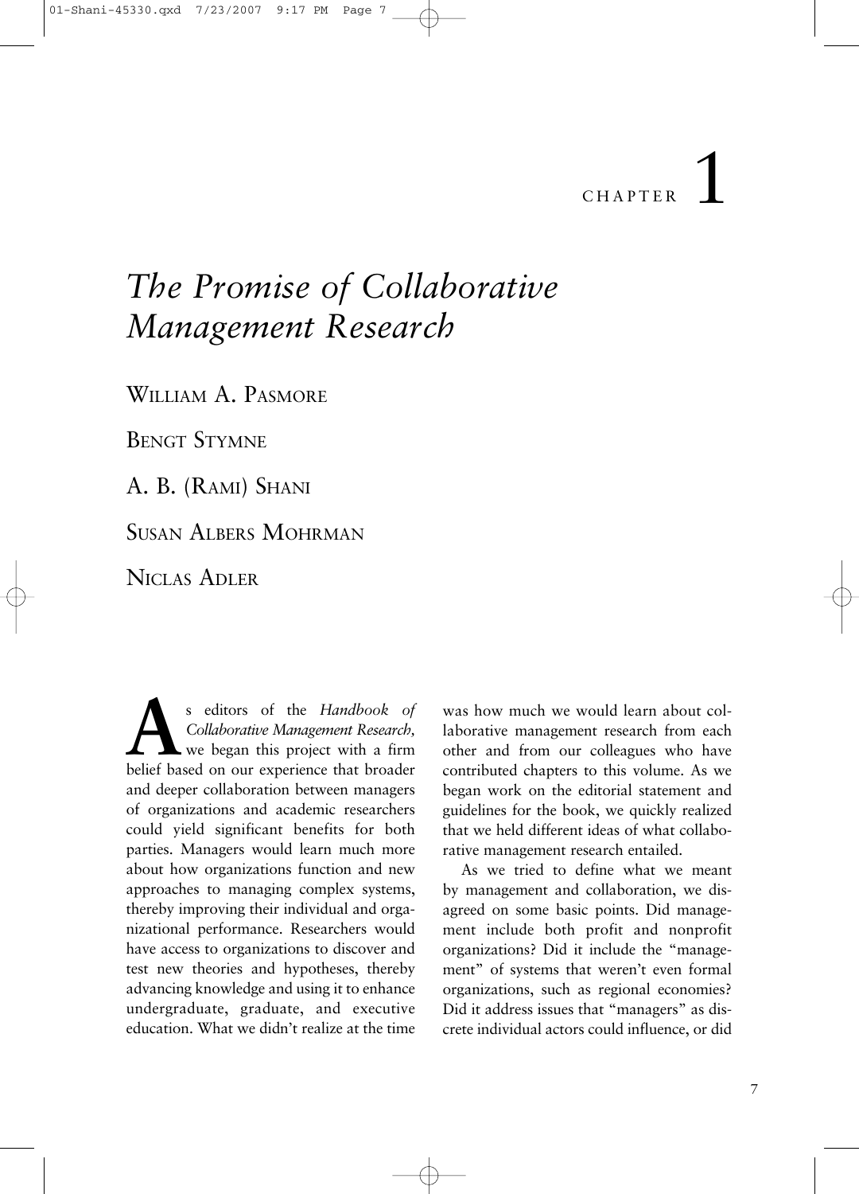CHAPTER 1

# *The Promise of Collaborative Management Research*

WILLIAM A. PASMORE

BENGT STYMNE

A. B. (RAMI) SHANI

SUSAN ALBERS MOHRMAN

NICLAS ADLER

As editors of the *Handbook of Collaborative Management Research,* we began this project with a firm belief based on our experience that broader and deeper collaboration between managers of organizations and academic researchers could yield significant benefits for both parties. Managers would learn much more about how organizations function and new approaches to managing complex systems, thereby improving their individual and organizational performance. Researchers would have access to organizations to discover and test new theories and hypotheses, thereby advancing knowledge and using it to enhance undergraduate, graduate, and executive education. What we didn't realize at the time was how much we would learn about collaborative management research from each other and from our colleagues who have contributed chapters to this volume. As we began work on the editorial statement and guidelines for the book, we quickly realized that we held different ideas of what collaborative management research entailed.

As we tried to define what we meant by management and collaboration, we disagreed on some basic points. Did management include both profit and nonprofit organizations? Did it include the "management" of systems that weren't even formal organizations, such as regional economies? Did it address issues that "managers" as discrete individual actors could influence, or did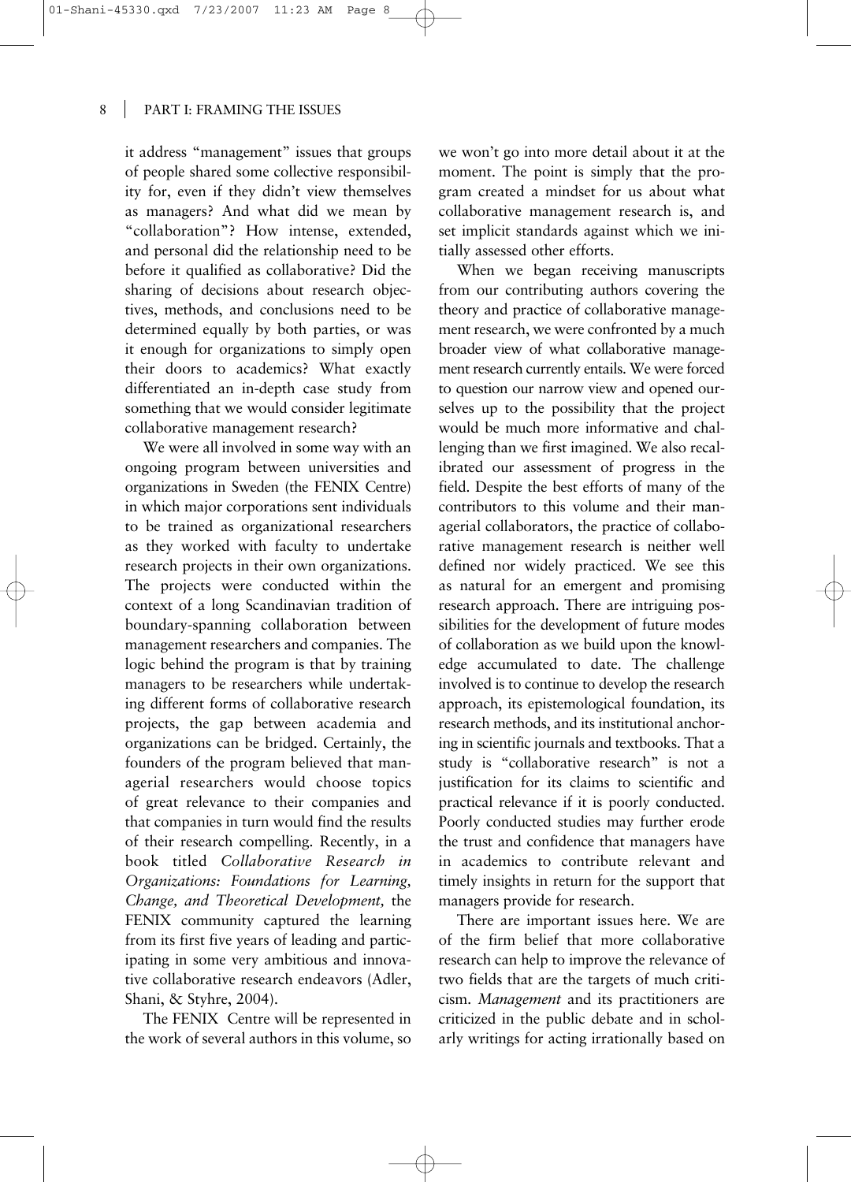it address "management" issues that groups of people shared some collective responsibility for, even if they didn't view themselves as managers? And what did we mean by "collaboration"? How intense, extended, and personal did the relationship need to be before it qualified as collaborative? Did the sharing of decisions about research objectives, methods, and conclusions need to be determined equally by both parties, or was it enough for organizations to simply open their doors to academics? What exactly differentiated an in-depth case study from something that we would consider legitimate collaborative management research?

We were all involved in some way with an ongoing program between universities and organizations in Sweden (the FENIX Centre) in which major corporations sent individuals to be trained as organizational researchers as they worked with faculty to undertake research projects in their own organizations. The projects were conducted within the context of a long Scandinavian tradition of boundary-spanning collaboration between management researchers and companies. The logic behind the program is that by training managers to be researchers while undertaking different forms of collaborative research projects, the gap between academia and organizations can be bridged. Certainly, the founders of the program believed that managerial researchers would choose topics of great relevance to their companies and that companies in turn would find the results of their research compelling. Recently, in a book titled *Collaborative Research in Organizations: Foundations for Learning, Change, and Theoretical Development,* the FENIX community captured the learning from its first five years of leading and participating in some very ambitious and innovative collaborative research endeavors (Adler, Shani, & Styhre, 2004).

The FENIX Centre will be represented in the work of several authors in this volume, so we won't go into more detail about it at the moment. The point is simply that the program created a mindset for us about what collaborative management research is, and set implicit standards against which we initially assessed other efforts.

When we began receiving manuscripts from our contributing authors covering the theory and practice of collaborative management research, we were confronted by a much broader view of what collaborative management research currently entails. We were forced to question our narrow view and opened ourselves up to the possibility that the project would be much more informative and challenging than we first imagined. We also recalibrated our assessment of progress in the field. Despite the best efforts of many of the contributors to this volume and their managerial collaborators, the practice of collaborative management research is neither well defined nor widely practiced. We see this as natural for an emergent and promising research approach. There are intriguing possibilities for the development of future modes of collaboration as we build upon the knowledge accumulated to date. The challenge involved is to continue to develop the research approach, its epistemological foundation, its research methods, and its institutional anchoring in scientific journals and textbooks. That a study is "collaborative research" is not a justification for its claims to scientific and practical relevance if it is poorly conducted. Poorly conducted studies may further erode the trust and confidence that managers have in academics to contribute relevant and timely insights in return for the support that managers provide for research.

There are important issues here. We are of the firm belief that more collaborative research can help to improve the relevance of two fields that are the targets of much criticism. *Management* and its practitioners are criticized in the public debate and in scholarly writings for acting irrationally based on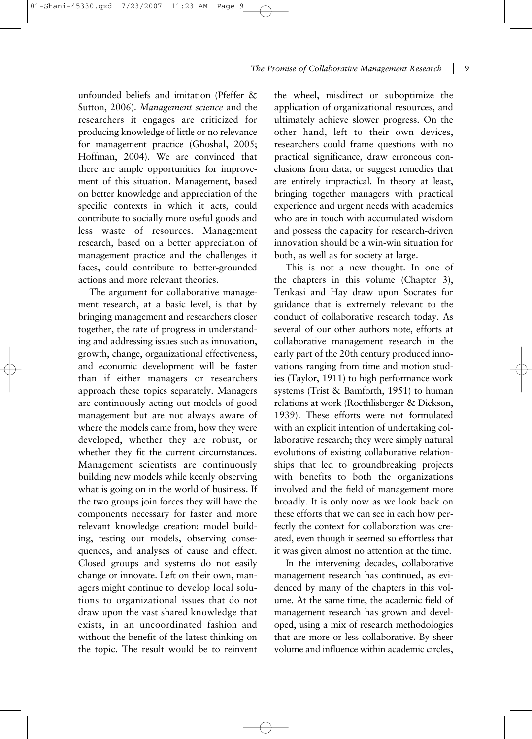unfounded beliefs and imitation (Pfeffer & Sutton, 2006). *Management science* and the researchers it engages are criticized for producing knowledge of little or no relevance for management practice (Ghoshal, 2005; Hoffman, 2004). We are convinced that there are ample opportunities for improvement of this situation. Management, based on better knowledge and appreciation of the specific contexts in which it acts, could contribute to socially more useful goods and less waste of resources. Management research, based on a better appreciation of management practice and the challenges it faces, could contribute to better-grounded actions and more relevant theories.

The argument for collaborative management research, at a basic level, is that by bringing management and researchers closer together, the rate of progress in understanding and addressing issues such as innovation, growth, change, organizational effectiveness, and economic development will be faster than if either managers or researchers approach these topics separately. Managers are continuously acting out models of good management but are not always aware of where the models came from, how they were developed, whether they are robust, or whether they fit the current circumstances. Management scientists are continuously building new models while keenly observing what is going on in the world of business. If the two groups join forces they will have the components necessary for faster and more relevant knowledge creation: model building, testing out models, observing consequences, and analyses of cause and effect. Closed groups and systems do not easily change or innovate. Left on their own, managers might continue to develop local solutions to organizational issues that do not draw upon the vast shared knowledge that exists, in an uncoordinated fashion and without the benefit of the latest thinking on the topic. The result would be to reinvent the wheel, misdirect or suboptimize the application of organizational resources, and ultimately achieve slower progress. On the other hand, left to their own devices, researchers could frame questions with no practical significance, draw erroneous conclusions from data, or suggest remedies that are entirely impractical. In theory at least, bringing together managers with practical experience and urgent needs with academics who are in touch with accumulated wisdom and possess the capacity for research-driven innovation should be a win-win situation for both, as well as for society at large.

This is not a new thought. In one of the chapters in this volume (Chapter 3), Tenkasi and Hay draw upon Socrates for guidance that is extremely relevant to the conduct of collaborative research today. As several of our other authors note, efforts at collaborative management research in the early part of the 20th century produced innovations ranging from time and motion studies (Taylor, 1911) to high performance work systems (Trist & Bamforth, 1951) to human relations at work (Roethlisberger & Dickson, 1939). These efforts were not formulated with an explicit intention of undertaking collaborative research; they were simply natural evolutions of existing collaborative relationships that led to groundbreaking projects with benefits to both the organizations involved and the field of management more broadly. It is only now as we look back on these efforts that we can see in each how perfectly the context for collaboration was created, even though it seemed so effortless that it was given almost no attention at the time.

In the intervening decades, collaborative management research has continued, as evidenced by many of the chapters in this volume. At the same time, the academic field of management research has grown and developed, using a mix of research methodologies that are more or less collaborative. By sheer volume and influence within academic circles,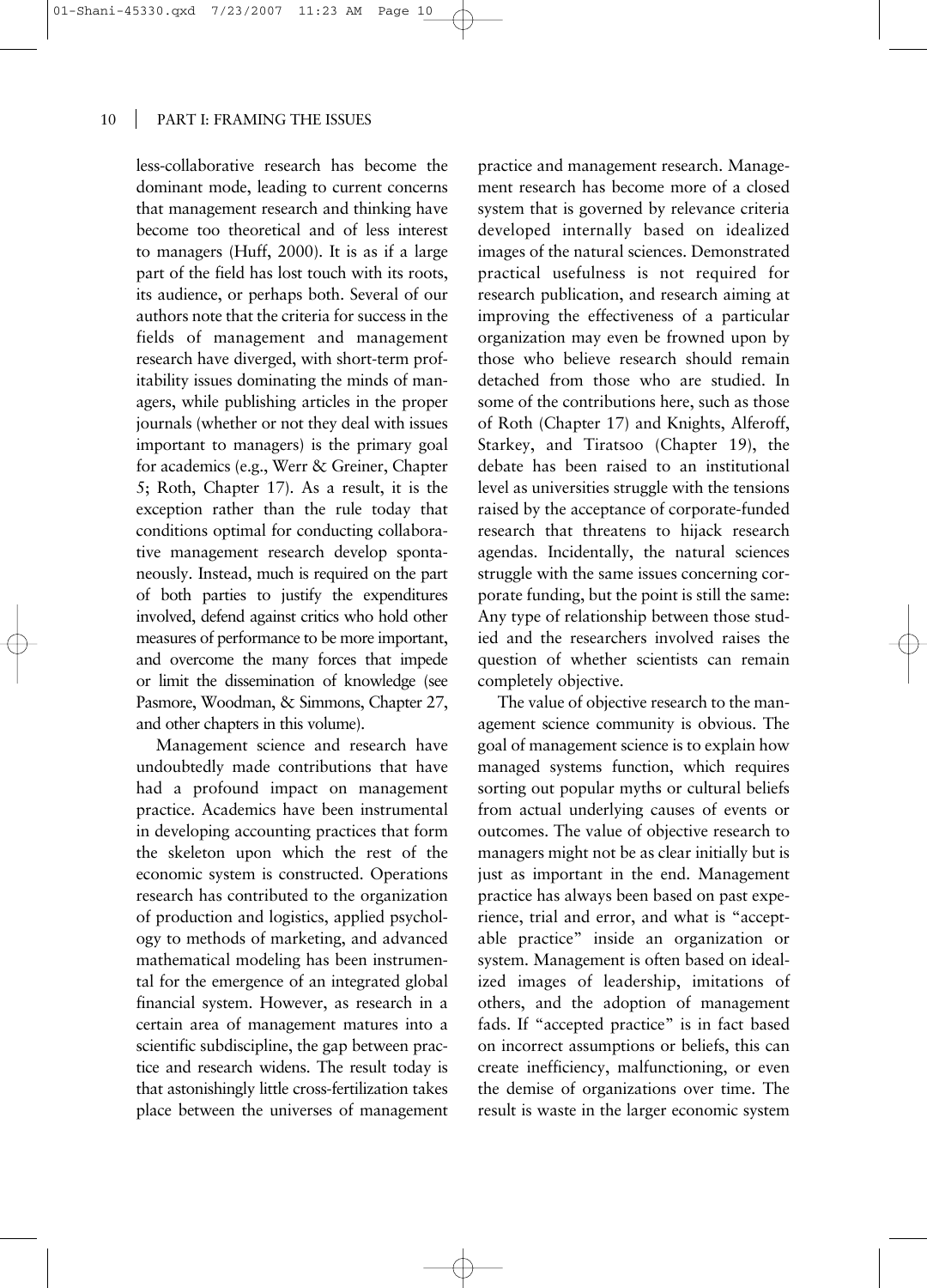less-collaborative research has become the dominant mode, leading to current concerns that management research and thinking have become too theoretical and of less interest to managers (Huff, 2000). It is as if a large part of the field has lost touch with its roots, its audience, or perhaps both. Several of our authors note that the criteria for success in the fields of management and management research have diverged, with short-term profitability issues dominating the minds of managers, while publishing articles in the proper journals (whether or not they deal with issues important to managers) is the primary goal for academics (e.g., Werr & Greiner, Chapter 5; Roth, Chapter 17). As a result, it is the exception rather than the rule today that conditions optimal for conducting collaborative management research develop spontaneously. Instead, much is required on the part of both parties to justify the expenditures involved, defend against critics who hold other measures of performance to be more important, and overcome the many forces that impede or limit the dissemination of knowledge (see Pasmore, Woodman, & Simmons, Chapter 27, and other chapters in this volume).

Management science and research have undoubtedly made contributions that have had a profound impact on management practice. Academics have been instrumental in developing accounting practices that form the skeleton upon which the rest of the economic system is constructed. Operations research has contributed to the organization of production and logistics, applied psychology to methods of marketing, and advanced mathematical modeling has been instrumental for the emergence of an integrated global financial system. However, as research in a certain area of management matures into a scientific subdiscipline, the gap between practice and research widens. The result today is that astonishingly little cross-fertilization takes place between the universes of management practice and management research. Management research has become more of a closed system that is governed by relevance criteria developed internally based on idealized images of the natural sciences. Demonstrated practical usefulness is not required for research publication, and research aiming at improving the effectiveness of a particular organization may even be frowned upon by those who believe research should remain detached from those who are studied. In some of the contributions here, such as those of Roth (Chapter 17) and Knights, Alferoff, Starkey, and Tiratsoo (Chapter 19), the debate has been raised to an institutional level as universities struggle with the tensions raised by the acceptance of corporate-funded research that threatens to hijack research agendas. Incidentally, the natural sciences struggle with the same issues concerning corporate funding, but the point is still the same: Any type of relationship between those studied and the researchers involved raises the question of whether scientists can remain completely objective.

The value of objective research to the management science community is obvious. The goal of management science is to explain how managed systems function, which requires sorting out popular myths or cultural beliefs from actual underlying causes of events or outcomes. The value of objective research to managers might not be as clear initially but is just as important in the end. Management practice has always been based on past experience, trial and error, and what is "acceptable practice" inside an organization or system. Management is often based on idealized images of leadership, imitations of others, and the adoption of management fads. If "accepted practice" is in fact based on incorrect assumptions or beliefs, this can create inefficiency, malfunctioning, or even the demise of organizations over time. The result is waste in the larger economic system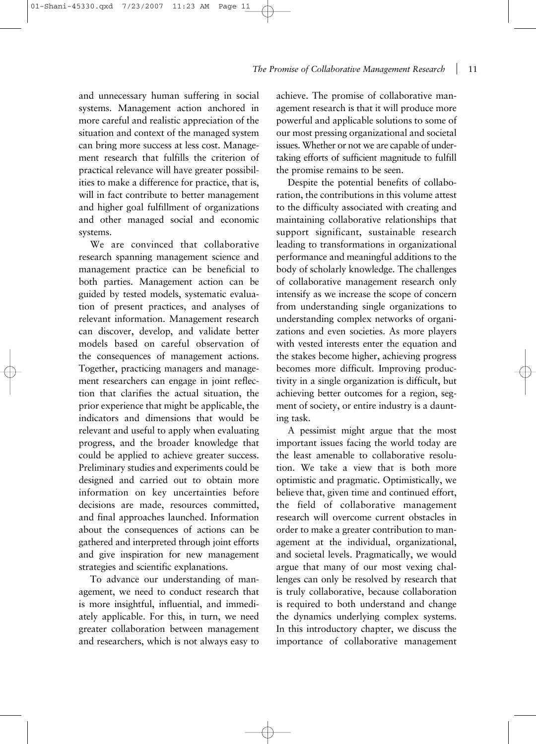and unnecessary human suffering in social systems. Management action anchored in more careful and realistic appreciation of the situation and context of the managed system can bring more success at less cost. Management research that fulfills the criterion of practical relevance will have greater possibilities to make a difference for practice, that is, will in fact contribute to better management and higher goal fulfillment of organizations and other managed social and economic systems.

We are convinced that collaborative research spanning management science and management practice can be beneficial to both parties. Management action can be guided by tested models, systematic evaluation of present practices, and analyses of relevant information. Management research can discover, develop, and validate better models based on careful observation of the consequences of management actions. Together, practicing managers and management researchers can engage in joint reflection that clarifies the actual situation, the prior experience that might be applicable, the indicators and dimensions that would be relevant and useful to apply when evaluating progress, and the broader knowledge that could be applied to achieve greater success. Preliminary studies and experiments could be designed and carried out to obtain more information on key uncertainties before decisions are made, resources committed, and final approaches launched. Information about the consequences of actions can be gathered and interpreted through joint efforts and give inspiration for new management strategies and scientific explanations.

To advance our understanding of management, we need to conduct research that is more insightful, influential, and immediately applicable. For this, in turn, we need greater collaboration between management and researchers, which is not always easy to achieve. The promise of collaborative management research is that it will produce more powerful and applicable solutions to some of our most pressing organizational and societal issues. Whether or not we are capable of undertaking efforts of sufficient magnitude to fulfill the promise remains to be seen.

Despite the potential benefits of collaboration, the contributions in this volume attest to the difficulty associated with creating and maintaining collaborative relationships that support significant, sustainable research leading to transformations in organizational performance and meaningful additions to the body of scholarly knowledge. The challenges of collaborative management research only intensify as we increase the scope of concern from understanding single organizations to understanding complex networks of organizations and even societies. As more players with vested interests enter the equation and the stakes become higher, achieving progress becomes more difficult. Improving productivity in a single organization is difficult, but achieving better outcomes for a region, segment of society, or entire industry is a daunting task.

A pessimist might argue that the most important issues facing the world today are the least amenable to collaborative resolution. We take a view that is both more optimistic and pragmatic. Optimistically, we believe that, given time and continued effort, the field of collaborative management research will overcome current obstacles in order to make a greater contribution to management at the individual, organizational, and societal levels. Pragmatically, we would argue that many of our most vexing challenges can only be resolved by research that is truly collaborative, because collaboration is required to both understand and change the dynamics underlying complex systems. In this introductory chapter, we discuss the importance of collaborative management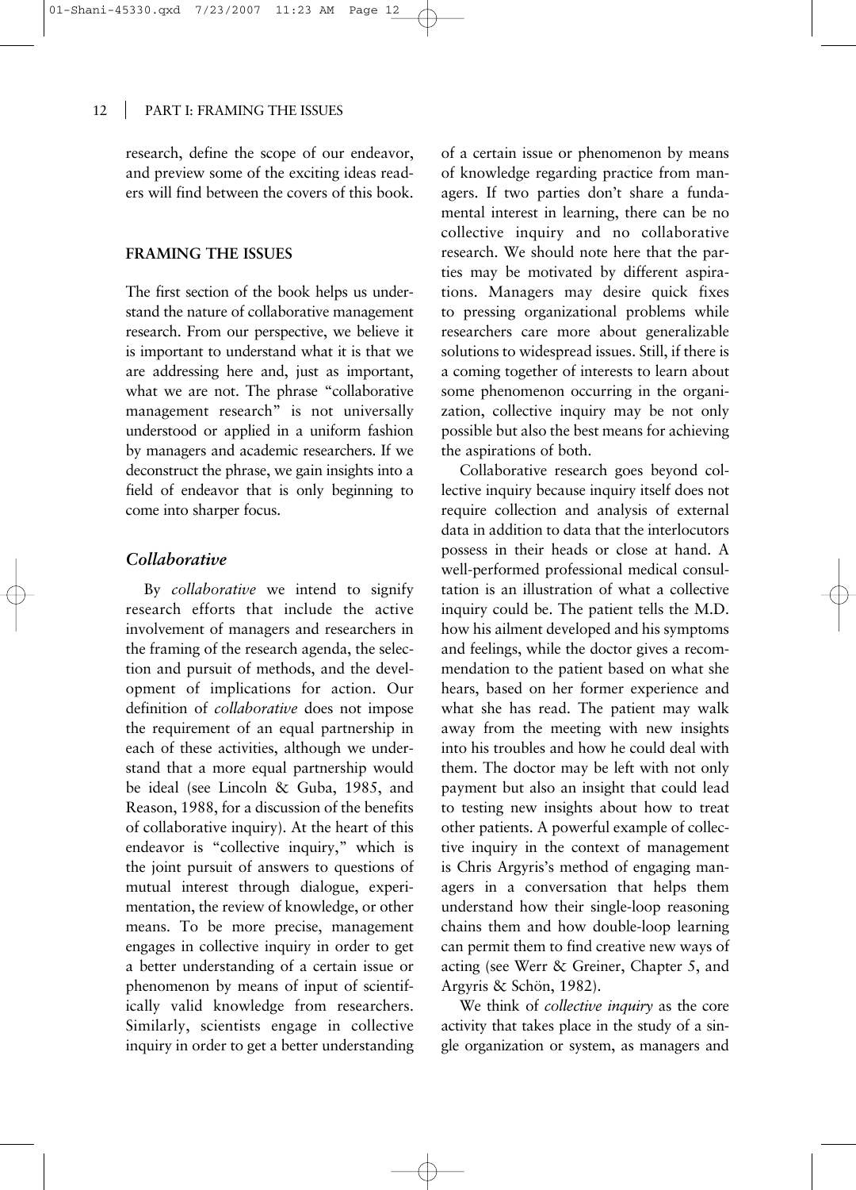research, define the scope of our endeavor, and preview some of the exciting ideas readers will find between the covers of this book.

## FRAMING THE ISSUES

The first section of the book helps us understand the nature of collaborative management research. From our perspective, we believe it is important to understand what it is that we are addressing here and, just as important, what we are not. The phrase "collaborative management research" is not universally understood or applied in a uniform fashion by managers and academic researchers. If we deconstruct the phrase, we gain insights into a field of endeavor that is only beginning to come into sharper focus.

### *Collaborative*

By *collaborative* we intend to signify research efforts that include the active involvement of managers and researchers in the framing of the research agenda, the selection and pursuit of methods, and the development of implications for action. Our definition of *collaborative* does not impose the requirement of an equal partnership in each of these activities, although we understand that a more equal partnership would be ideal (see Lincoln & Guba, 1985, and Reason, 1988, for a discussion of the benefits of collaborative inquiry). At the heart of this endeavor is "collective inquiry," which is the joint pursuit of answers to questions of mutual interest through dialogue, experimentation, the review of knowledge, or other means. To be more precise, management engages in collective inquiry in order to get a better understanding of a certain issue or phenomenon by means of input of scientifically valid knowledge from researchers. Similarly, scientists engage in collective inquiry in order to get a better understanding of a certain issue or phenomenon by means of knowledge regarding practice from managers. If two parties don't share a fundamental interest in learning, there can be no collective inquiry and no collaborative research. We should note here that the parties may be motivated by different aspirations. Managers may desire quick fixes to pressing organizational problems while researchers care more about generalizable solutions to widespread issues. Still, if there is a coming together of interests to learn about some phenomenon occurring in the organization, collective inquiry may be not only possible but also the best means for achieving the aspirations of both.

Collaborative research goes beyond collective inquiry because inquiry itself does not require collection and analysis of external data in addition to data that the interlocutors possess in their heads or close at hand. A well-performed professional medical consultation is an illustration of what a collective inquiry could be. The patient tells the M.D. how his ailment developed and his symptoms and feelings, while the doctor gives a recommendation to the patient based on what she hears, based on her former experience and what she has read. The patient may walk away from the meeting with new insights into his troubles and how he could deal with them. The doctor may be left with not only payment but also an insight that could lead to testing new insights about how to treat other patients. A powerful example of collective inquiry in the context of management is Chris Argyris's method of engaging managers in a conversation that helps them understand how their single-loop reasoning chains them and how double-loop learning can permit them to find creative new ways of acting (see Werr & Greiner, Chapter 5, and Argyris & Schön, 1982).

We think of *collective inquiry* as the core activity that takes place in the study of a single organization or system, as managers and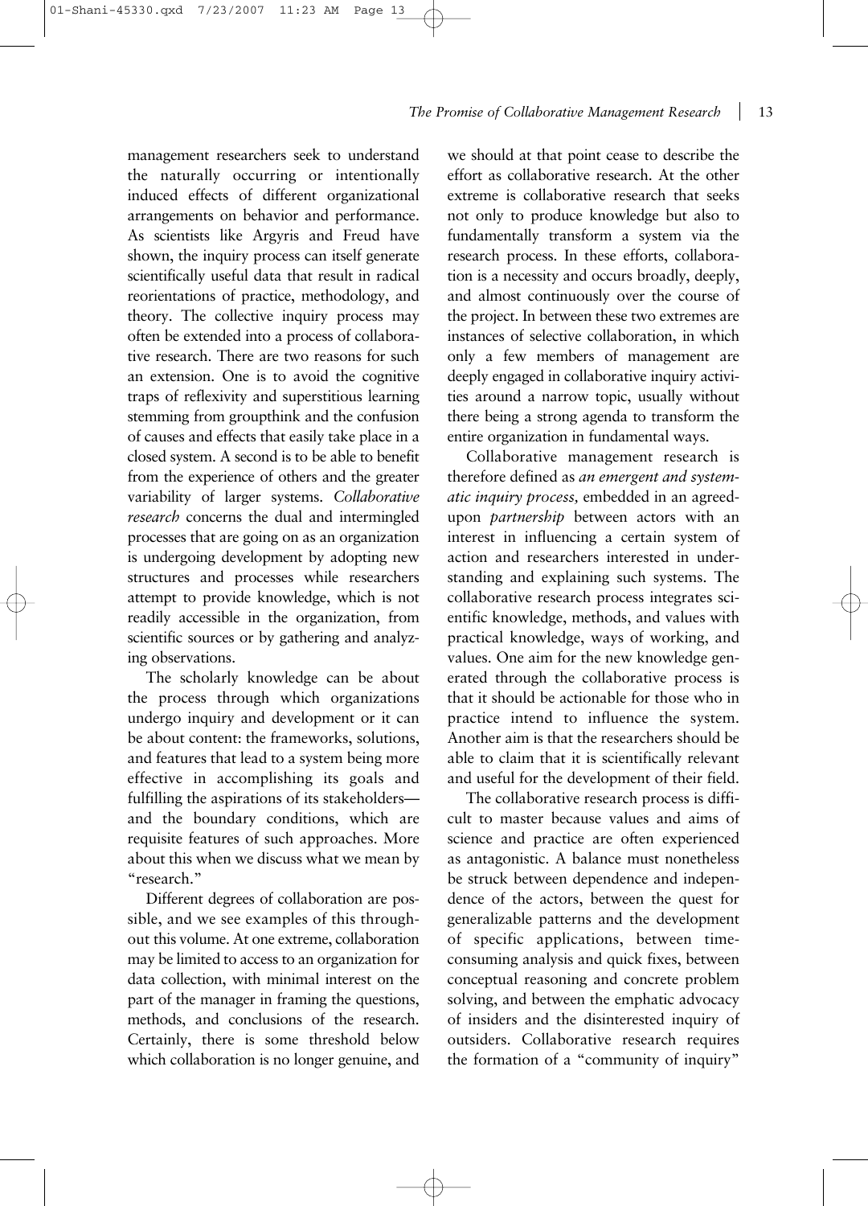management researchers seek to understand the naturally occurring or intentionally induced effects of different organizational arrangements on behavior and performance. As scientists like Argyris and Freud have shown, the inquiry process can itself generate scientifically useful data that result in radical reorientations of practice, methodology, and theory. The collective inquiry process may often be extended into a process of collaborative research. There are two reasons for such an extension. One is to avoid the cognitive traps of reflexivity and superstitious learning stemming from groupthink and the confusion of causes and effects that easily take place in a closed system. A second is to be able to benefit from the experience of others and the greater variability of larger systems. *Collaborative research* concerns the dual and intermingled processes that are going on as an organization is undergoing development by adopting new structures and processes while researchers attempt to provide knowledge, which is not readily accessible in the organization, from scientific sources or by gathering and analyzing observations.

The scholarly knowledge can be about the process through which organizations undergo inquiry and development or it can be about content: the frameworks, solutions, and features that lead to a system being more effective in accomplishing its goals and fulfilling the aspirations of its stakeholders—and the boundary conditions, which are requisite features of such approaches. More about this when we discuss what we mean by "research."

Different degrees of collaboration are possible, and we see examples of this throughout this volume. At one extreme, collaboration may be limited to access to an organization for data collection, with minimal interest on the part of the manager in framing the questions, methods, and conclusions of the research. Certainly, there is some threshold below which collaboration is no longer genuine, and we should at that point cease to describe the effort as collaborative research. At the other extreme is collaborative research that seeks not only to produce knowledge but also to fundamentally transform a system via the research process. In these efforts, collaboration is a necessity and occurs broadly, deeply, and almost continuously over the course of the project. In between these two extremes are instances of selective collaboration, in which only a few members of management are deeply engaged in collaborative inquiry activities around a narrow topic, usually without there being a strong agenda to transform the entire organization in fundamental ways.

Collaborative management research is therefore defined as *an emergent and systematic inquiry process,* embedded in an agreed-upon *partnership* between actors with an interest in influencing a certain system of action and researchers interested in understanding and explaining such systems. The collaborative research process integrates scientific knowledge, methods, and values with practical knowledge, ways of working, and values. One aim for the new knowledge generated through the collaborative process is that it should be actionable for those who in practice intend to influence the system. Another aim is that the researchers should be able to claim that it is scientifically relevant and useful for the development of their field.

The collaborative research process is difficult to master because values and aims of science and practice are often experienced as antagonistic. A balance must nonetheless be struck between dependence and independence of the actors, between the quest for generalizable patterns and the development of specific applications, between time-consuming analysis and quick fixes, between conceptual reasoning and concrete problem solving, and between the emphatic advocacy of insiders and the disinterested inquiry of outsiders. Collaborative research requires the formation of a "community of inquiry"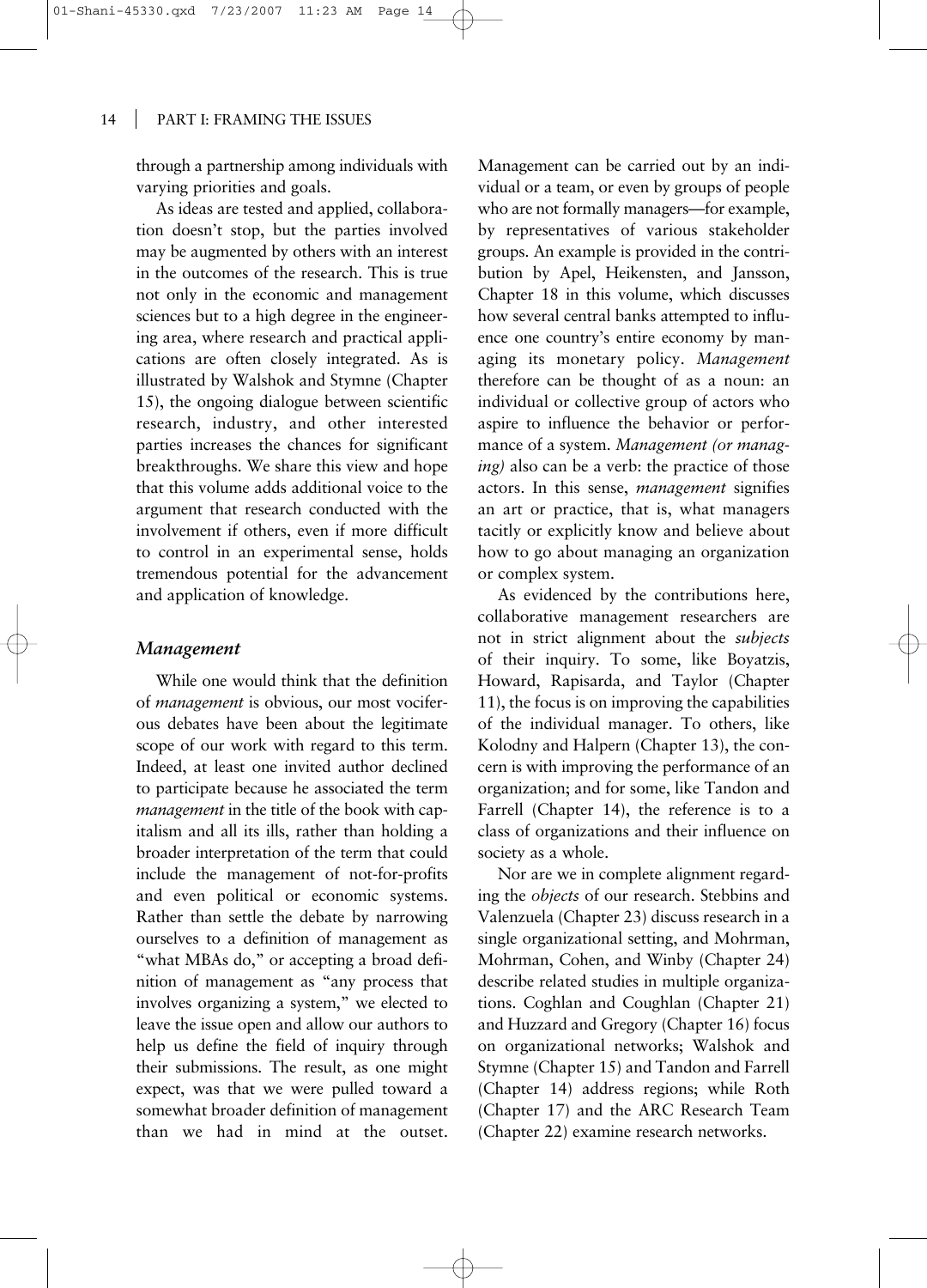through a partnership among individuals with varying priorities and goals.

As ideas are tested and applied, collaboration doesn't stop, but the parties involved may be augmented by others with an interest in the outcomes of the research. This is true not only in the economic and management sciences but to a high degree in the engineering area, where research and practical applications are often closely integrated. As is illustrated by Walshok and Stymne (Chapter 15), the ongoing dialogue between scientific research, industry, and other interested parties increases the chances for significant breakthroughs. We share this view and hope that this volume adds additional voice to the argument that research conducted with the involvement if others, even if more difficult to control in an experimental sense, holds tremendous potential for the advancement and application of knowledge.

### *Management*

While one would think that the definition of *management* is obvious, our most vociferous debates have been about the legitimate scope of our work with regard to this term. Indeed, at least one invited author declined to participate because he associated the term *management* in the title of the book with capitalism and all its ills, rather than holding a broader interpretation of the term that could include the management of not-for-profits and even political or economic systems. Rather than settle the debate by narrowing ourselves to a definition of management as "what MBAs do," or accepting a broad definition of management as "any process that involves organizing a system," we elected to leave the issue open and allow our authors to help us define the field of inquiry through their submissions. The result, as one might expect, was that we were pulled toward a somewhat broader definition of management than we had in mind at the outset. Management can be carried out by an individual or a team, or even by groups of people who are not formally managers—for example, by representatives of various stakeholder groups. An example is provided in the contribution by Apel, Heikensten, and Jansson, Chapter 18 in this volume, which discusses how several central banks attempted to influence one country's entire economy by managing its monetary policy. *Management* therefore can be thought of as a noun: an individual or collective group of actors who aspire to influence the behavior or performance of a system. *Management (or managing)* also can be a verb: the practice of those actors. In this sense, *management* signifies an art or practice, that is, what managers tacitly or explicitly know and believe about how to go about managing an organization or complex system.

As evidenced by the contributions here, collaborative management researchers are not in strict alignment about the *subjects* of their inquiry. To some, like Boyatzis, Howard, Rapisarda, and Taylor (Chapter 11), the focus is on improving the capabilities of the individual manager. To others, like Kolodny and Halpern (Chapter 13), the concern is with improving the performance of an organization; and for some, like Tandon and Farrell (Chapter 14), the reference is to a class of organizations and their influence on society as a whole.

Nor are we in complete alignment regarding the *objects* of our research. Stebbins and Valenzuela (Chapter 23) discuss research in a single organizational setting, and Mohrman, Mohrman, Cohen, and Winby (Chapter 24) describe related studies in multiple organizations. Coghlan and Coughlan (Chapter 21) and Huzzard and Gregory (Chapter 16) focus on organizational networks; Walshok and Stymne (Chapter 15) and Tandon and Farrell (Chapter 14) address regions; while Roth (Chapter 17) and the ARC Research Team (Chapter 22) examine research networks.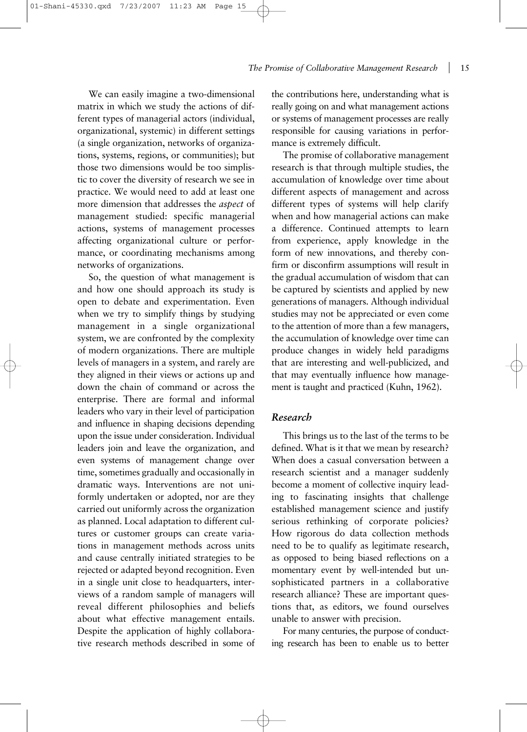We can easily imagine a two-dimensional matrix in which we study the actions of different types of managerial actors (individual, organizational, systemic) in different settings (a single organization, networks of organizations, systems, regions, or communities); but those two dimensions would be too simplistic to cover the diversity of research we see in practice. We would need to add at least one more dimension that addresses the *aspect* of management studied: specific managerial actions, systems of management processes affecting organizational culture or performance, or coordinating mechanisms among networks of organizations.

So, the question of what management is and how one should approach its study is open to debate and experimentation. Even when we try to simplify things by studying management in a single organizational system, we are confronted by the complexity of modern organizations. There are multiple levels of managers in a system, and rarely are they aligned in their views or actions up and down the chain of command or across the enterprise. There are formal and informal leaders who vary in their level of participation and influence in shaping decisions depending upon the issue under consideration. Individual leaders join and leave the organization, and even systems of management change over time, sometimes gradually and occasionally in dramatic ways. Interventions are not uniformly undertaken or adopted, nor are they carried out uniformly across the organization as planned. Local adaptation to different cultures or customer groups can create variations in management methods across units and cause centrally initiated strategies to be rejected or adapted beyond recognition. Even in a single unit close to headquarters, interviews of a random sample of managers will reveal different philosophies and beliefs about what effective management entails. Despite the application of highly collaborative research methods described in some of the contributions here, understanding what is really going on and what management actions or systems of management processes are really responsible for causing variations in performance is extremely difficult.

The promise of collaborative management research is that through multiple studies, the accumulation of knowledge over time about different aspects of management and across different types of systems will help clarify when and how managerial actions can make a difference. Continued attempts to learn from experience, apply knowledge in the form of new innovations, and thereby confirm or disconfirm assumptions will result in the gradual accumulation of wisdom that can be captured by scientists and applied by new generations of managers. Although individual studies may not be appreciated or even come to the attention of more than a few managers, the accumulation of knowledge over time can produce changes in widely held paradigms that are interesting and well-publicized, and that may eventually influence how management is taught and practiced (Kuhn, 1962).

### *Research*

This brings us to the last of the terms to be defined. What is it that we mean by research? When does a casual conversation between a research scientist and a manager suddenly become a moment of collective inquiry leading to fascinating insights that challenge established management science and justify serious rethinking of corporate policies? How rigorous do data collection methods need to be to qualify as legitimate research, as opposed to being biased reflections on a momentary event by well-intended but unsophisticated partners in a collaborative research alliance? These are important questions that, as editors, we found ourselves unable to answer with precision.

For many centuries, the purpose of conducting research has been to enable us to better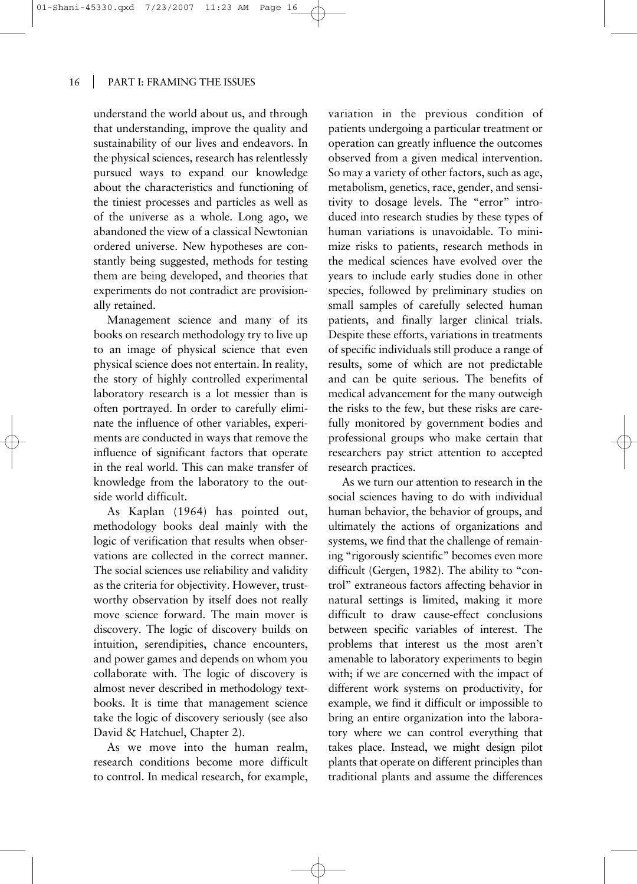understand the world about us, and through that understanding, improve the quality and sustainability of our lives and endeavors. In the physical sciences, research has relentlessly pursued ways to expand our knowledge about the characteristics and functioning of the tiniest processes and particles as well as of the universe as a whole. Long ago, we abandoned the view of a classical Newtonian ordered universe. New hypotheses are constantly being suggested, methods for testing them are being developed, and theories that experiments do not contradict are provisionally retained.

Management science and many of its books on research methodology try to live up to an image of physical science that even physical science does not entertain. In reality, the story of highly controlled experimental laboratory research is a lot messier than is often portrayed. In order to carefully eliminate the influence of other variables, experiments are conducted in ways that remove the influence of significant factors that operate in the real world. This can make transfer of knowledge from the laboratory to the outside world difficult.

As Kaplan (1964) has pointed out, methodology books deal mainly with the logic of verification that results when observations are collected in the correct manner. The social sciences use reliability and validity as the criteria for objectivity. However, trustworthy observation by itself does not really move science forward. The main mover is discovery. The logic of discovery builds on intuition, serendipities, chance encounters, and power games and depends on whom you collaborate with. The logic of discovery is almost never described in methodology textbooks. It is time that management science take the logic of discovery seriously (see also David & Hatchuel, Chapter 2).

As we move into the human realm, research conditions become more difficult to control. In medical research, for example, variation in the previous condition of patients undergoing a particular treatment or operation can greatly influence the outcomes observed from a given medical intervention. So may a variety of other factors, such as age, metabolism, genetics, race, gender, and sensitivity to dosage levels. The "error" introduced into research studies by these types of human variations is unavoidable. To minimize risks to patients, research methods in the medical sciences have evolved over the years to include early studies done in other species, followed by preliminary studies on small samples of carefully selected human patients, and finally larger clinical trials. Despite these efforts, variations in treatments of specific individuals still produce a range of results, some of which are not predictable and can be quite serious. The benefits of medical advancement for the many outweigh the risks to the few, but these risks are carefully monitored by government bodies and professional groups who make certain that researchers pay strict attention to accepted research practices.

As we turn our attention to research in the social sciences having to do with individual human behavior, the behavior of groups, and ultimately the actions of organizations and systems, we find that the challenge of remaining "rigorously scientific" becomes even more difficult (Gergen, 1982). The ability to "control" extraneous factors affecting behavior in natural settings is limited, making it more difficult to draw cause-effect conclusions between specific variables of interest. The problems that interest us the most aren't amenable to laboratory experiments to begin with; if we are concerned with the impact of different work systems on productivity, for example, we find it difficult or impossible to bring an entire organization into the laboratory where we can control everything that takes place. Instead, we might design pilot plants that operate on different principles than traditional plants and assume the differences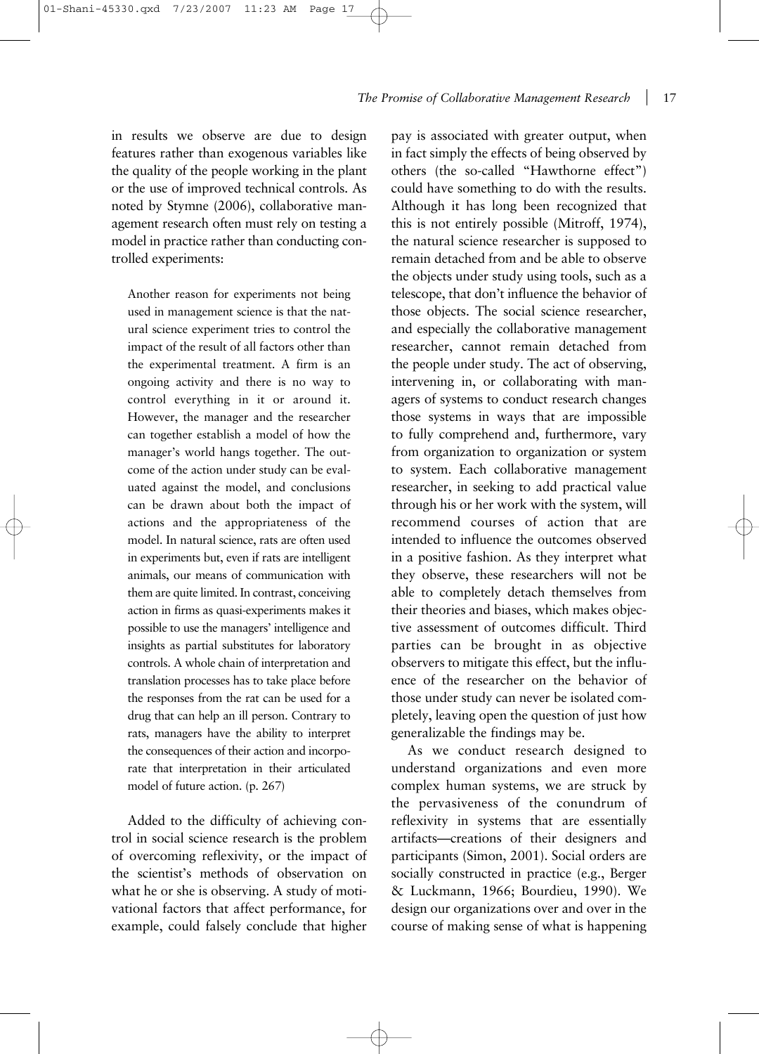in results we observe are due to design features rather than exogenous variables like the quality of the people working in the plant or the use of improved technical controls. As noted by Stymne (2006), collaborative management research often must rely on testing a model in practice rather than conducting controlled experiments:

> Another reason for experiments not being used in management science is that the natural science experiment tries to control the impact of the result of all factors other than the experimental treatment. A firm is an ongoing activity and there is no way to control everything in it or around it. However, the manager and the researcher can together establish a model of how the manager's world hangs together. The outcome of the action under study can be evaluated against the model, and conclusions can be drawn about both the impact of actions and the appropriateness of the model. In natural science, rats are often used in experiments but, even if rats are intelligent animals, our means of communication with them are quite limited. In contrast, conceiving action in firms as quasi-experiments makes it possible to use the managers' intelligence and insights as partial substitutes for laboratory controls. A whole chain of interpretation and translation processes has to take place before the responses from the rat can be used for a drug that can help an ill person. Contrary to rats, managers have the ability to interpret the consequences of their action and incorporate that interpretation in their articulated model of future action. (p. 267)

Added to the difficulty of achieving control in social science research is the problem of overcoming reflexivity, or the impact of the scientist's methods of observation on what he or she is observing. A study of motivational factors that affect performance, for example, could falsely conclude that higher pay is associated with greater output, when in fact simply the effects of being observed by others (the so-called "Hawthorne effect") could have something to do with the results. Although it has long been recognized that this is not entirely possible (Mitroff, 1974), the natural science researcher is supposed to remain detached from and be able to observe the objects under study using tools, such as a telescope, that don't influence the behavior of those objects. The social science researcher, and especially the collaborative management researcher, cannot remain detached from the people under study. The act of observing, intervening in, or collaborating with managers of systems to conduct research changes those systems in ways that are impossible to fully comprehend and, furthermore, vary from organization to organization or system to system. Each collaborative management researcher, in seeking to add practical value through his or her work with the system, will recommend courses of action that are intended to influence the outcomes observed in a positive fashion. As they interpret what they observe, these researchers will not be able to completely detach themselves from their theories and biases, which makes objective assessment of outcomes difficult. Third parties can be brought in as objective observers to mitigate this effect, but the influence of the researcher on the behavior of those under study can never be isolated completely, leaving open the question of just how generalizable the findings may be.

As we conduct research designed to understand organizations and even more complex human systems, we are struck by the pervasiveness of the conundrum of reflexivity in systems that are essentially artifacts—creations of their designers and participants (Simon, 2001). Social orders are socially constructed in practice (e.g., Berger & Luckmann, 1966; Bourdieu, 1990). We design our organizations over and over in the course of making sense of what is happening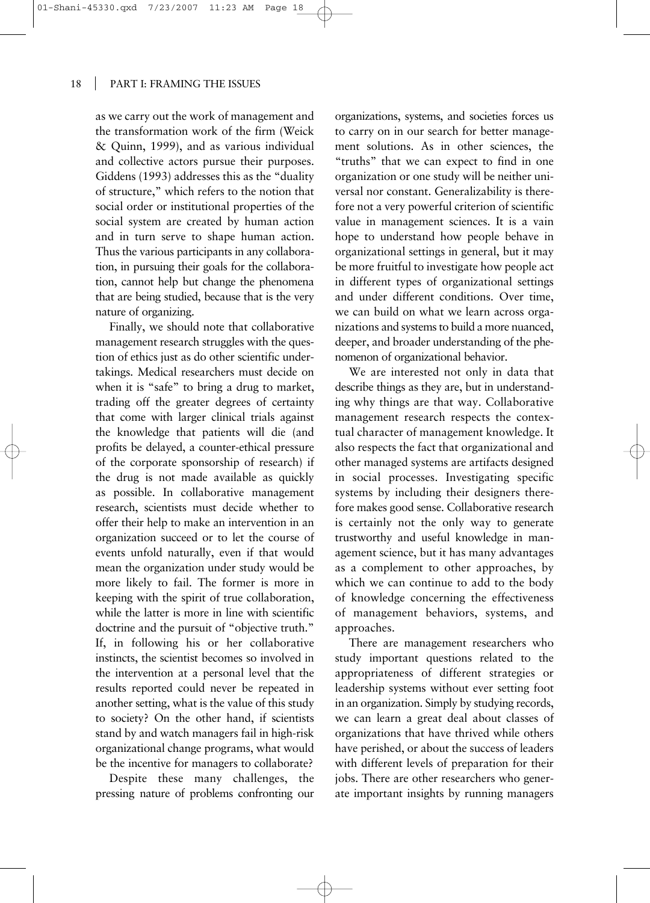as we carry out the work of management and the transformation work of the firm (Weick & Quinn, 1999), and as various individual and collective actors pursue their purposes. Giddens (1993) addresses this as the "duality of structure," which refers to the notion that social order or institutional properties of the social system are created by human action and in turn serve to shape human action. Thus the various participants in any collaboration, in pursuing their goals for the collaboration, cannot help but change the phenomena that are being studied, because that is the very nature of organizing.

Finally, we should note that collaborative management research struggles with the question of ethics just as do other scientific undertakings. Medical researchers must decide on when it is "safe" to bring a drug to market, trading off the greater degrees of certainty that come with larger clinical trials against the knowledge that patients will die (and profits be delayed, a counter-ethical pressure of the corporate sponsorship of research) if the drug is not made available as quickly as possible. In collaborative management research, scientists must decide whether to offer their help to make an intervention in an organization succeed or to let the course of events unfold naturally, even if that would mean the organization under study would be more likely to fail. The former is more in keeping with the spirit of true collaboration, while the latter is more in line with scientific doctrine and the pursuit of "objective truth." If, in following his or her collaborative instincts, the scientist becomes so involved in the intervention at a personal level that the results reported could never be repeated in another setting, what is the value of this study to society? On the other hand, if scientists stand by and watch managers fail in high-risk organizational change programs, what would be the incentive for managers to collaborate?

Despite these many challenges, the pressing nature of problems confronting our organizations, systems, and societies forces us to carry on in our search for better management solutions. As in other sciences, the "truths" that we can expect to find in one organization or one study will be neither universal nor constant. Generalizability is therefore not a very powerful criterion of scientific value in management sciences. It is a vain hope to understand how people behave in organizational settings in general, but it may be more fruitful to investigate how people act in different types of organizational settings and under different conditions. Over time, we can build on what we learn across organizations and systems to build a more nuanced, deeper, and broader understanding of the phenomenon of organizational behavior.

We are interested not only in data that describe things as they are, but in understanding why things are that way. Collaborative management research respects the contextual character of management knowledge. It also respects the fact that organizational and other managed systems are artifacts designed in social processes. Investigating specific systems by including their designers therefore makes good sense. Collaborative research is certainly not the only way to generate trustworthy and useful knowledge in management science, but it has many advantages as a complement to other approaches, by which we can continue to add to the body of knowledge concerning the effectiveness of management behaviors, systems, and approaches.

There are management researchers who study important questions related to the appropriateness of different strategies or leadership systems without ever setting foot in an organization. Simply by studying records, we can learn a great deal about classes of organizations that have thrived while others have perished, or about the success of leaders with different levels of preparation for their jobs. There are other researchers who generate important insights by running managers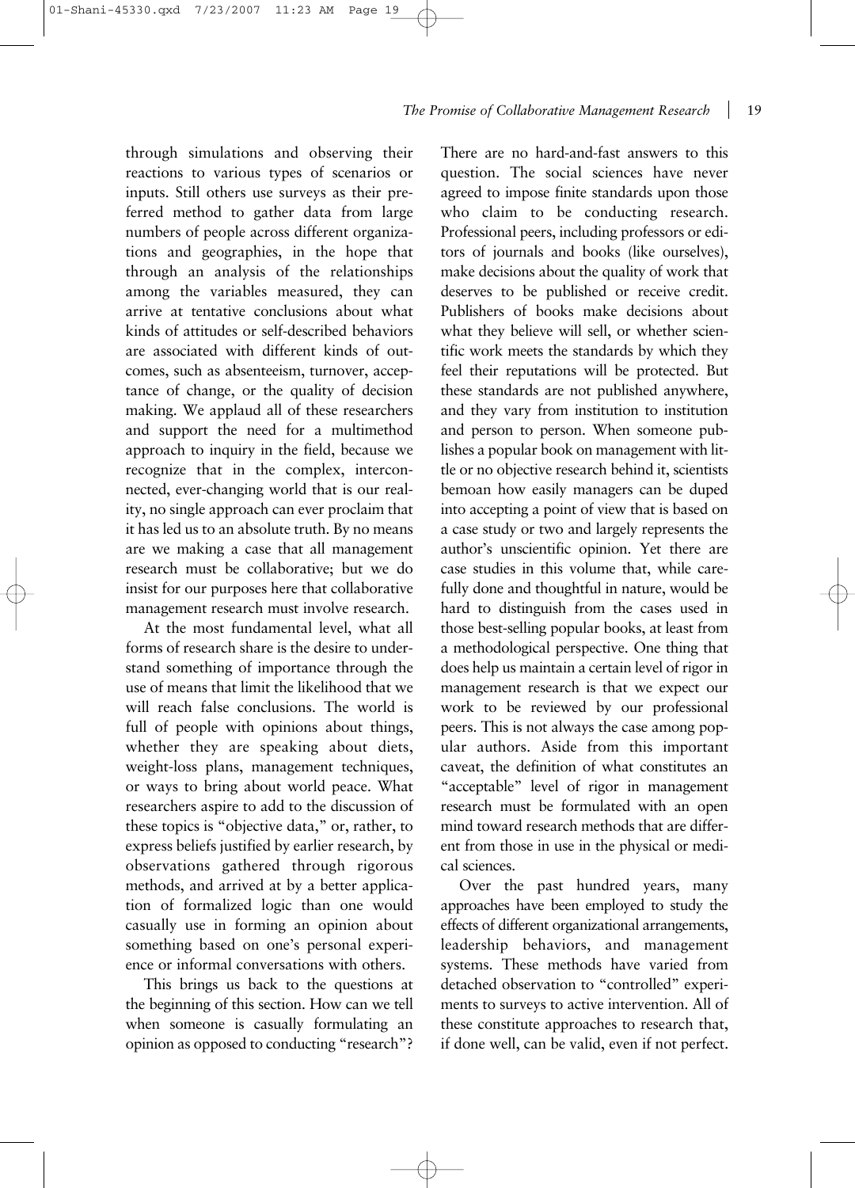through simulations and observing their reactions to various types of scenarios or inputs. Still others use surveys as their preferred method to gather data from large numbers of people across different organizations and geographies, in the hope that through an analysis of the relationships among the variables measured, they can arrive at tentative conclusions about what kinds of attitudes or self-described behaviors are associated with different kinds of outcomes, such as absenteeism, turnover, acceptance of change, or the quality of decision making. We applaud all of these researchers and support the need for a multimethod approach to inquiry in the field, because we recognize that in the complex, interconnected, ever-changing world that is our reality, no single approach can ever proclaim that it has led us to an absolute truth. By no means are we making a case that all management research must be collaborative; but we do insist for our purposes here that collaborative management research must involve research.

At the most fundamental level, what all forms of research share is the desire to understand something of importance through the use of means that limit the likelihood that we will reach false conclusions. The world is full of people with opinions about things, whether they are speaking about diets, weight-loss plans, management techniques, or ways to bring about world peace. What researchers aspire to add to the discussion of these topics is "objective data," or, rather, to express beliefs justified by earlier research, by observations gathered through rigorous methods, and arrived at by a better application of formalized logic than one would casually use in forming an opinion about something based on one's personal experience or informal conversations with others.

This brings us back to the questions at the beginning of this section. How can we tell when someone is casually formulating an opinion as opposed to conducting "research"? There are no hard-and-fast answers to this question. The social sciences have never agreed to impose finite standards upon those who claim to be conducting research. Professional peers, including professors or editors of journals and books (like ourselves), make decisions about the quality of work that deserves to be published or receive credit. Publishers of books make decisions about what they believe will sell, or whether scientific work meets the standards by which they feel their reputations will be protected. But these standards are not published anywhere, and they vary from institution to institution and person to person. When someone publishes a popular book on management with little or no objective research behind it, scientists bemoan how easily managers can be duped into accepting a point of view that is based on a case study or two and largely represents the author's unscientific opinion. Yet there are case studies in this volume that, while carefully done and thoughtful in nature, would be hard to distinguish from the cases used in those best-selling popular books, at least from a methodological perspective. One thing that does help us maintain a certain level of rigor in management research is that we expect our work to be reviewed by our professional peers. This is not always the case among popular authors. Aside from this important caveat, the definition of what constitutes an "acceptable" level of rigor in management research must be formulated with an open mind toward research methods that are different from those in use in the physical or medical sciences.

Over the past hundred years, many approaches have been employed to study the effects of different organizational arrangements, leadership behaviors, and management systems. These methods have varied from detached observation to "controlled" experiments to surveys to active intervention. All of these constitute approaches to research that, if done well, can be valid, even if not perfect.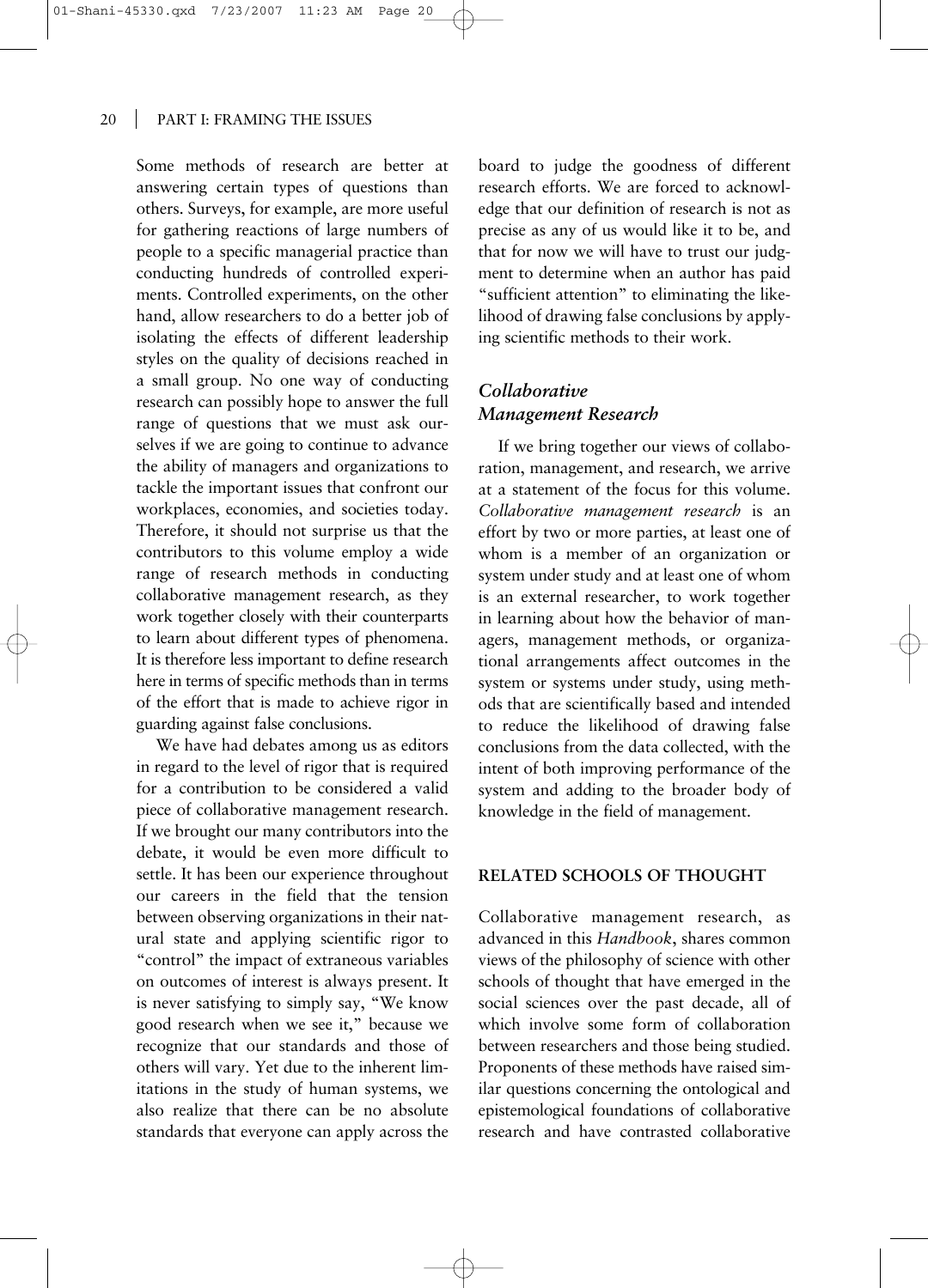Some methods of research are better at answering certain types of questions than others. Surveys, for example, are more useful for gathering reactions of large numbers of people to a specific managerial practice than conducting hundreds of controlled experiments. Controlled experiments, on the other hand, allow researchers to do a better job of isolating the effects of different leadership styles on the quality of decisions reached in a small group. No one way of conducting research can possibly hope to answer the full range of questions that we must ask ourselves if we are going to continue to advance the ability of managers and organizations to tackle the important issues that confront our workplaces, economies, and societies today. Therefore, it should not surprise us that the contributors to this volume employ a wide range of research methods in conducting collaborative management research, as they work together closely with their counterparts to learn about different types of phenomena. It is therefore less important to define research here in terms of specific methods than in terms of the effort that is made to achieve rigor in guarding against false conclusions.

We have had debates among us as editors in regard to the level of rigor that is required for a contribution to be considered a valid piece of collaborative management research. If we brought our many contributors into the debate, it would be even more difficult to settle. It has been our experience throughout our careers in the field that the tension between observing organizations in their natural state and applying scientific rigor to "control" the impact of extraneous variables on outcomes of interest is always present. It is never satisfying to simply say, "We know good research when we see it," because we recognize that our standards and those of others will vary. Yet due to the inherent limitations in the study of human systems, we also realize that there can be no absolute standards that everyone can apply across the board to judge the goodness of different research efforts. We are forced to acknowledge that our definition of research is not as precise as any of us would like it to be, and that for now we will have to trust our judgment to determine when an author has paid "sufficient attention" to eliminating the likelihood of drawing false conclusions by applying scientific methods to their work.

### *Collaborative Management Research*

If we bring together our views of collaboration, management, and research, we arrive at a statement of the focus for this volume. *Collaborative management research* is an effort by two or more parties, at least one of whom is a member of an organization or system under study and at least one of whom is an external researcher, to work together in learning about how the behavior of managers, management methods, or organizational arrangements affect outcomes in the system or systems under study, using methods that are scientifically based and intended to reduce the likelihood of drawing false conclusions from the data collected, with the intent of both improving performance of the system and adding to the broader body of knowledge in the field of management.

## RELATED SCHOOLS OF THOUGHT

Collaborative management research, as advanced in this *Handbook*, shares common views of the philosophy of science with other schools of thought that have emerged in the social sciences over the past decade, all of which involve some form of collaboration between researchers and those being studied. Proponents of these methods have raised similar questions concerning the ontological and epistemological foundations of collaborative research and have contrasted collaborative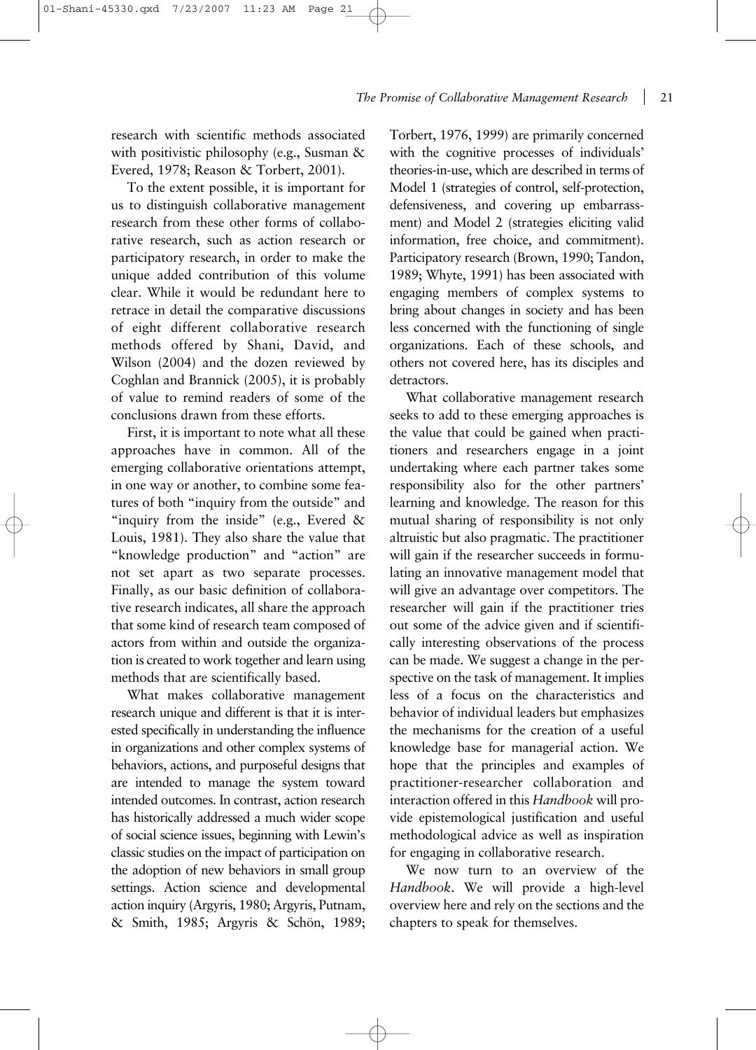research with scientific methods associated with positivistic philosophy (e.g., Susman & Evered, 1978; Reason & Torbert, 2001).

To the extent possible, it is important for us to distinguish collaborative management research from these other forms of collaborative research, such as action research or participatory research, in order to make the unique added contribution of this volume clear. While it would be redundant here to retrace in detail the comparative discussions of eight different collaborative research methods offered by Shani, David, and Wilson (2004) and the dozen reviewed by Coghlan and Brannick (2005), it is probably of value to remind readers of some of the conclusions drawn from these efforts.

First, it is important to note what all these approaches have in common. All of the emerging collaborative orientations attempt, in one way or another, to combine some features of both "inquiry from the outside" and "inquiry from the inside" (e.g., Evered & Louis, 1981). They also share the value that "knowledge production" and "action" are not set apart as two separate processes. Finally, as our basic definition of collaborative research indicates, all share the approach that some kind of research team composed of actors from within and outside the organization is created to work together and learn using methods that are scientifically based.

What makes collaborative management research unique and different is that it is interested specifically in understanding the influence in organizations and other complex systems of behaviors, actions, and purposeful designs that are intended to manage the system toward intended outcomes. In contrast, action research has historically addressed a much wider scope of social science issues, beginning with Lewin's classic studies on the impact of participation on the adoption of new behaviors in small group settings. Action science and developmental action inquiry (Argyris, 1980; Argyris, Putnam, & Smith, 1985; Argyris & Schön, 1989; Torbert, 1976, 1999) are primarily concerned with the cognitive processes of individuals' theories-in-use, which are described in terms of Model 1 (strategies of control, self-protection, defensiveness, and covering up embarrassment) and Model 2 (strategies eliciting valid information, free choice, and commitment). Participatory research (Brown, 1990; Tandon, 1989; Whyte, 1991) has been associated with engaging members of complex systems to bring about changes in society and has been less concerned with the functioning of single organizations. Each of these schools, and others not covered here, has its disciples and detractors.

What collaborative management research seeks to add to these emerging approaches is the value that could be gained when practitioners and researchers engage in a joint undertaking where each partner takes some responsibility also for the other partners' learning and knowledge. The reason for this mutual sharing of responsibility is not only altruistic but also pragmatic. The practitioner will gain if the researcher succeeds in formulating an innovative management model that will give an advantage over competitors. The researcher will gain if the practitioner tries out some of the advice given and if scientifically interesting observations of the process can be made. We suggest a change in the perspective on the task of management. It implies less of a focus on the characteristics and behavior of individual leaders but emphasizes the mechanisms for the creation of a useful knowledge base for managerial action. We hope that the principles and examples of practitioner-researcher collaboration and interaction offered in this *Handbook* will provide epistemological justification and useful methodological advice as well as inspiration for engaging in collaborative research.

We now turn to an overview of the *Handbook*. We will provide a high-level overview here and rely on the sections and the chapters to speak for themselves.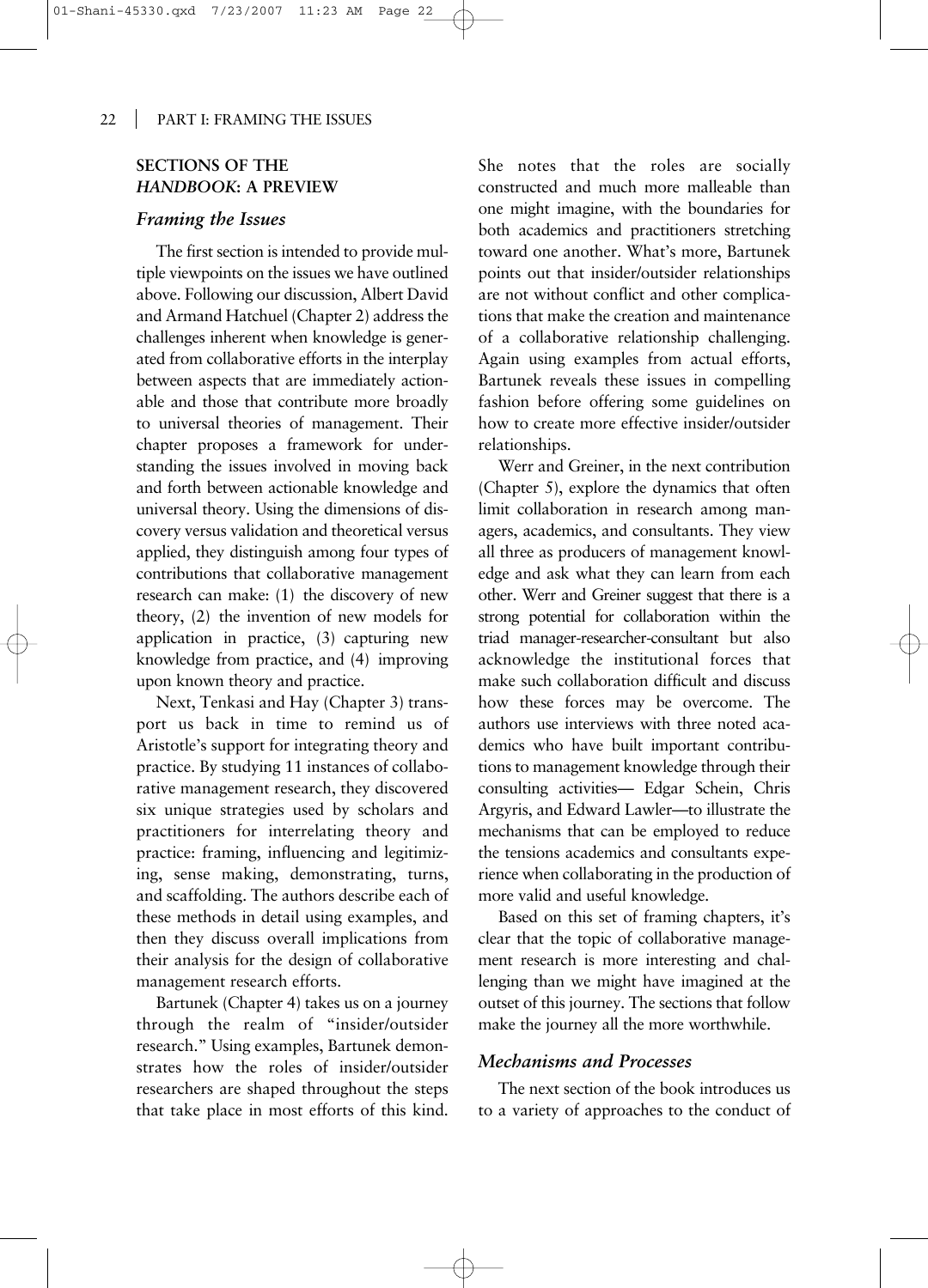## SECTIONS OF THE *HANDBOOK*: A PREVIEW

### *Framing the Issues*

The first section is intended to provide multiple viewpoints on the issues we have outlined above. Following our discussion, Albert David and Armand Hatchuel (Chapter 2) address the challenges inherent when knowledge is generated from collaborative efforts in the interplay between aspects that are immediately actionable and those that contribute more broadly to universal theories of management. Their chapter proposes a framework for understanding the issues involved in moving back and forth between actionable knowledge and universal theory. Using the dimensions of discovery versus validation and theoretical versus applied, they distinguish among four types of contributions that collaborative management research can make: (1) the discovery of new theory, (2) the invention of new models for application in practice, (3) capturing new knowledge from practice, and (4) improving upon known theory and practice.

Next, Tenkasi and Hay (Chapter 3) transport us back in time to remind us of Aristotle's support for integrating theory and practice. By studying 11 instances of collaborative management research, they discovered six unique strategies used by scholars and practitioners for interrelating theory and practice: framing, influencing and legitimizing, sense making, demonstrating, turns, and scaffolding. The authors describe each of these methods in detail using examples, and then they discuss overall implications from their analysis for the design of collaborative management research efforts.

Bartunek (Chapter 4) takes us on a journey through the realm of "insider/outsider research." Using examples, Bartunek demonstrates how the roles of insider/outsider researchers are shaped throughout the steps that take place in most efforts of this kind. She notes that the roles are socially constructed and much more malleable than one might imagine, with the boundaries for both academics and practitioners stretching toward one another. What's more, Bartunek points out that insider/outsider relationships are not without conflict and other complications that make the creation and maintenance of a collaborative relationship challenging. Again using examples from actual efforts, Bartunek reveals these issues in compelling fashion before offering some guidelines on how to create more effective insider/outsider relationships.

Werr and Greiner, in the next contribution (Chapter 5), explore the dynamics that often limit collaboration in research among managers, academics, and consultants. They view all three as producers of management knowledge and ask what they can learn from each other. Werr and Greiner suggest that there is a strong potential for collaboration within the triad manager-researcher-consultant but also acknowledge the institutional forces that make such collaboration difficult and discuss how these forces may be overcome. The authors use interviews with three noted academics who have built important contributions to management knowledge through their consulting activities— Edgar Schein, Chris Argyris, and Edward Lawler—to illustrate the mechanisms that can be employed to reduce the tensions academics and consultants experience when collaborating in the production of more valid and useful knowledge.

Based on this set of framing chapters, it's clear that the topic of collaborative management research is more interesting and challenging than we might have imagined at the outset of this journey. The sections that follow make the journey all the more worthwhile.

### *Mechanisms and Processes*

The next section of the book introduces us to a variety of approaches to the conduct of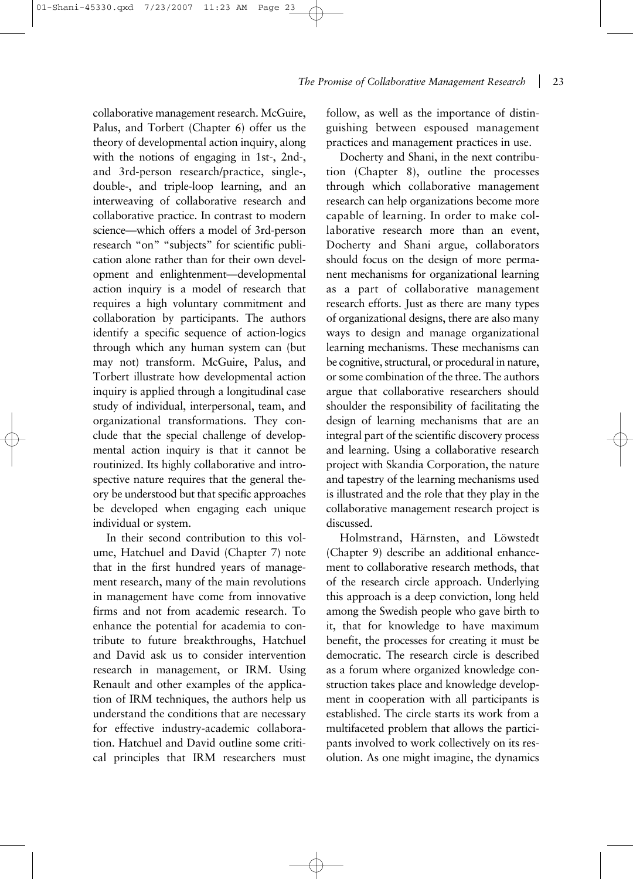collaborative management research. McGuire, Palus, and Torbert (Chapter 6) offer us the theory of developmental action inquiry, along with the notions of engaging in 1st-, 2nd-, and 3rd-person research/practice, single-, double-, and triple-loop learning, and an interweaving of collaborative research and collaborative practice. In contrast to modern science—which offers a model of 3rd-person research "on" "subjects" for scientific publication alone rather than for their own development and enlightenment—developmental action inquiry is a model of research that requires a high voluntary commitment and collaboration by participants. The authors identify a specific sequence of action-logics through which any human system can (but may not) transform. McGuire, Palus, and Torbert illustrate how developmental action inquiry is applied through a longitudinal case study of individual, interpersonal, team, and organizational transformations. They conclude that the special challenge of developmental action inquiry is that it cannot be routinized. Its highly collaborative and introspective nature requires that the general theory be understood but that specific approaches be developed when engaging each unique individual or system.

In their second contribution to this volume, Hatchuel and David (Chapter 7) note that in the first hundred years of management research, many of the main revolutions in management have come from innovative firms and not from academic research. To enhance the potential for academia to contribute to future breakthroughs, Hatchuel and David ask us to consider intervention research in management, or IRM. Using Renault and other examples of the application of IRM techniques, the authors help us understand the conditions that are necessary for effective industry-academic collaboration. Hatchuel and David outline some critical principles that IRM researchers must follow, as well as the importance of distinguishing between espoused management practices and management practices in use.

Docherty and Shani, in the next contribution (Chapter 8), outline the processes through which collaborative management research can help organizations become more capable of learning. In order to make collaborative research more than an event, Docherty and Shani argue, collaborators should focus on the design of more permanent mechanisms for organizational learning as a part of collaborative management research efforts. Just as there are many types of organizational designs, there are also many ways to design and manage organizational learning mechanisms. These mechanisms can be cognitive, structural, or procedural in nature, or some combination of the three. The authors argue that collaborative researchers should shoulder the responsibility of facilitating the design of learning mechanisms that are an integral part of the scientific discovery process and learning. Using a collaborative research project with Skandia Corporation, the nature and tapestry of the learning mechanisms used is illustrated and the role that they play in the collaborative management research project is discussed.

Holmstrand, Härnsten, and Löwstedt (Chapter 9) describe an additional enhancement to collaborative research methods, that of the research circle approach. Underlying this approach is a deep conviction, long held among the Swedish people who gave birth to it, that for knowledge to have maximum benefit, the processes for creating it must be democratic. The research circle is described as a forum where organized knowledge construction takes place and knowledge development in cooperation with all participants is established. The circle starts its work from a multifaceted problem that allows the participants involved to work collectively on its resolution. As one might imagine, the dynamics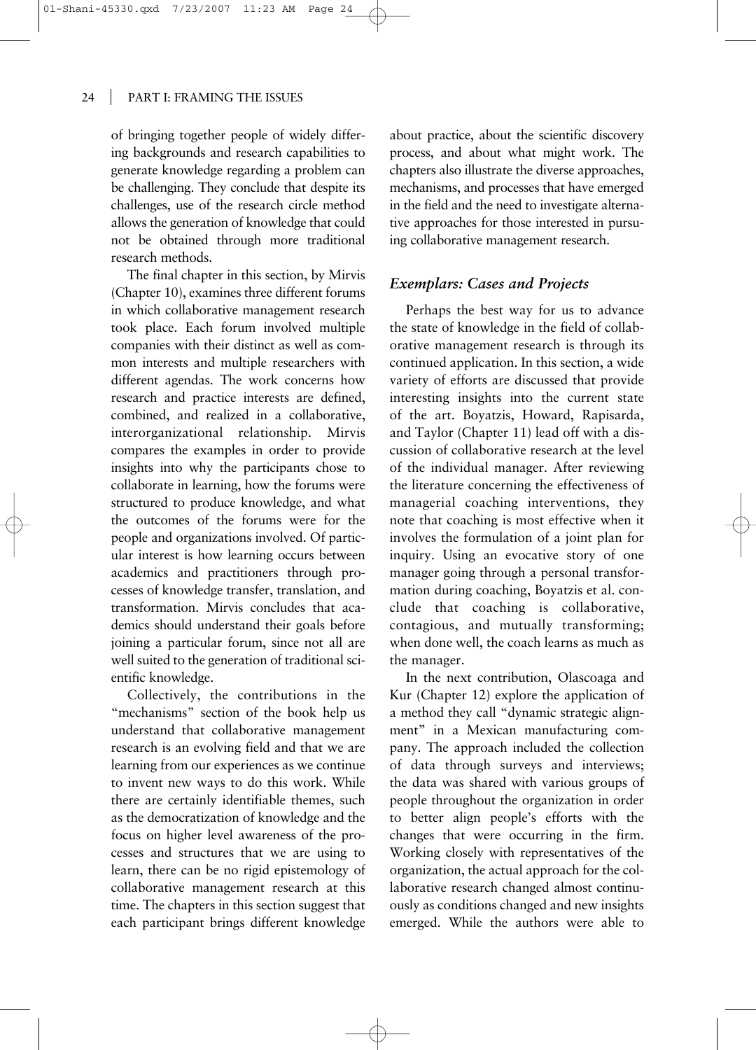of bringing together people of widely differing backgrounds and research capabilities to generate knowledge regarding a problem can be challenging. They conclude that despite its challenges, use of the research circle method allows the generation of knowledge that could not be obtained through more traditional research methods.

The final chapter in this section, by Mirvis (Chapter 10), examines three different forums in which collaborative management research took place. Each forum involved multiple companies with their distinct as well as common interests and multiple researchers with different agendas. The work concerns how research and practice interests are defined, combined, and realized in a collaborative, interorganizational relationship. Mirvis compares the examples in order to provide insights into why the participants chose to collaborate in learning, how the forums were structured to produce knowledge, and what the outcomes of the forums were for the people and organizations involved. Of particular interest is how learning occurs between academics and practitioners through processes of knowledge transfer, translation, and transformation. Mirvis concludes that academics should understand their goals before joining a particular forum, since not all are well suited to the generation of traditional scientific knowledge.

Collectively, the contributions in the "mechanisms" section of the book help us understand that collaborative management research is an evolving field and that we are learning from our experiences as we continue to invent new ways to do this work. While there are certainly identifiable themes, such as the democratization of knowledge and the focus on higher level awareness of the processes and structures that we are using to learn, there can be no rigid epistemology of collaborative management research at this time. The chapters in this section suggest that each participant brings different knowledge about practice, about the scientific discovery process, and about what might work. The chapters also illustrate the diverse approaches, mechanisms, and processes that have emerged in the field and the need to investigate alternative approaches for those interested in pursuing collaborative management research.

### *Exemplars: Cases and Projects*

Perhaps the best way for us to advance the state of knowledge in the field of collaborative management research is through its continued application. In this section, a wide variety of efforts are discussed that provide interesting insights into the current state of the art. Boyatzis, Howard, Rapisarda, and Taylor (Chapter 11) lead off with a discussion of collaborative research at the level of the individual manager. After reviewing the literature concerning the effectiveness of managerial coaching interventions, they note that coaching is most effective when it involves the formulation of a joint plan for inquiry. Using an evocative story of one manager going through a personal transformation during coaching, Boyatzis et al. conclude that coaching is collaborative, contagious, and mutually transforming; when done well, the coach learns as much as the manager.

In the next contribution, Olascoaga and Kur (Chapter 12) explore the application of a method they call "dynamic strategic alignment" in a Mexican manufacturing company. The approach included the collection of data through surveys and interviews; the data was shared with various groups of people throughout the organization in order to better align people's efforts with the changes that were occurring in the firm. Working closely with representatives of the organization, the actual approach for the collaborative research changed almost continuously as conditions changed and new insights emerged. While the authors were able to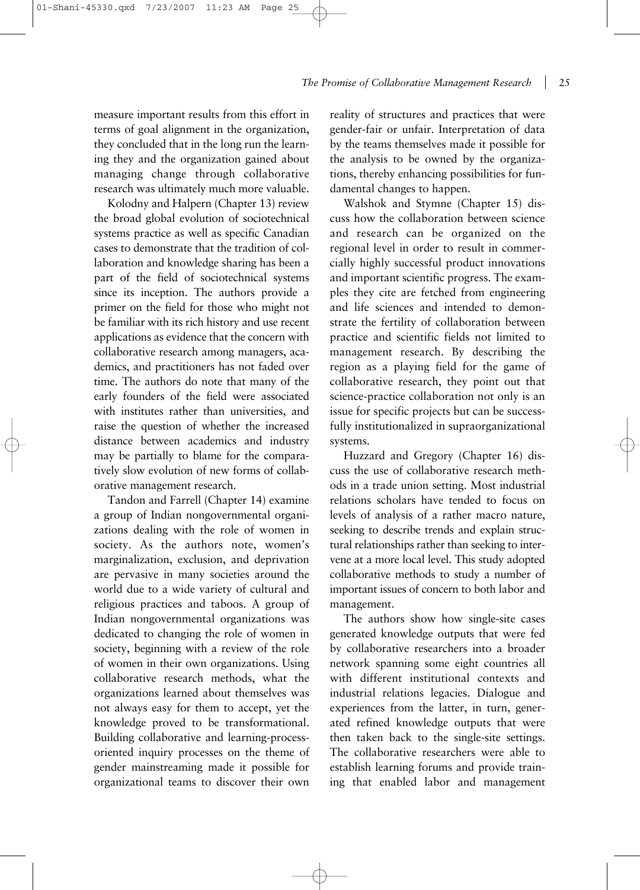measure important results from this effort in terms of goal alignment in the organization, they concluded that in the long run the learning they and the organization gained about managing change through collaborative research was ultimately much more valuable.

Kolodny and Halpern (Chapter 13) review the broad global evolution of sociotechnical systems practice as well as specific Canadian cases to demonstrate that the tradition of collaboration and knowledge sharing has been a part of the field of sociotechnical systems since its inception. The authors provide a primer on the field for those who might not be familiar with its rich history and use recent applications as evidence that the concern with collaborative research among managers, academics, and practitioners has not faded over time. The authors do note that many of the early founders of the field were associated with institutes rather than universities, and raise the question of whether the increased distance between academics and industry may be partially to blame for the comparatively slow evolution of new forms of collaborative management research.

Tandon and Farrell (Chapter 14) examine a group of Indian nongovernmental organizations dealing with the role of women in society. As the authors note, women's marginalization, exclusion, and deprivation are pervasive in many societies around the world due to a wide variety of cultural and religious practices and taboos. A group of Indian nongovernmental organizations was dedicated to changing the role of women in society, beginning with a review of the role of women in their own organizations. Using collaborative research methods, what the organizations learned about themselves was not always easy for them to accept, yet the knowledge proved to be transformational. Building collaborative and learning-process-oriented inquiry processes on the theme of gender mainstreaming made it possible for organizational teams to discover their own reality of structures and practices that were gender-fair or unfair. Interpretation of data by the teams themselves made it possible for the analysis to be owned by the organizations, thereby enhancing possibilities for fundamental changes to happen.

Walshok and Stymne (Chapter 15) discuss how the collaboration between science and research can be organized on the regional level in order to result in commercially highly successful product innovations and important scientific progress. The examples they cite are fetched from engineering and life sciences and intended to demonstrate the fertility of collaboration between practice and scientific fields not limited to management research. By describing the region as a playing field for the game of collaborative research, they point out that science-practice collaboration not only is an issue for specific projects but can be successfully institutionalized in supraorganizational systems.

Huzzard and Gregory (Chapter 16) discuss the use of collaborative research methods in a trade union setting. Most industrial relations scholars have tended to focus on levels of analysis of a rather macro nature, seeking to describe trends and explain structural relationships rather than seeking to intervene at a more local level. This study adopted collaborative methods to study a number of important issues of concern to both labor and management.

The authors show how single-site cases generated knowledge outputs that were fed by collaborative researchers into a broader network spanning some eight countries all with different institutional contexts and industrial relations legacies. Dialogue and experiences from the latter, in turn, generated refined knowledge outputs that were then taken back to the single-site settings. The collaborative researchers were able to establish learning forums and provide training that enabled labor and management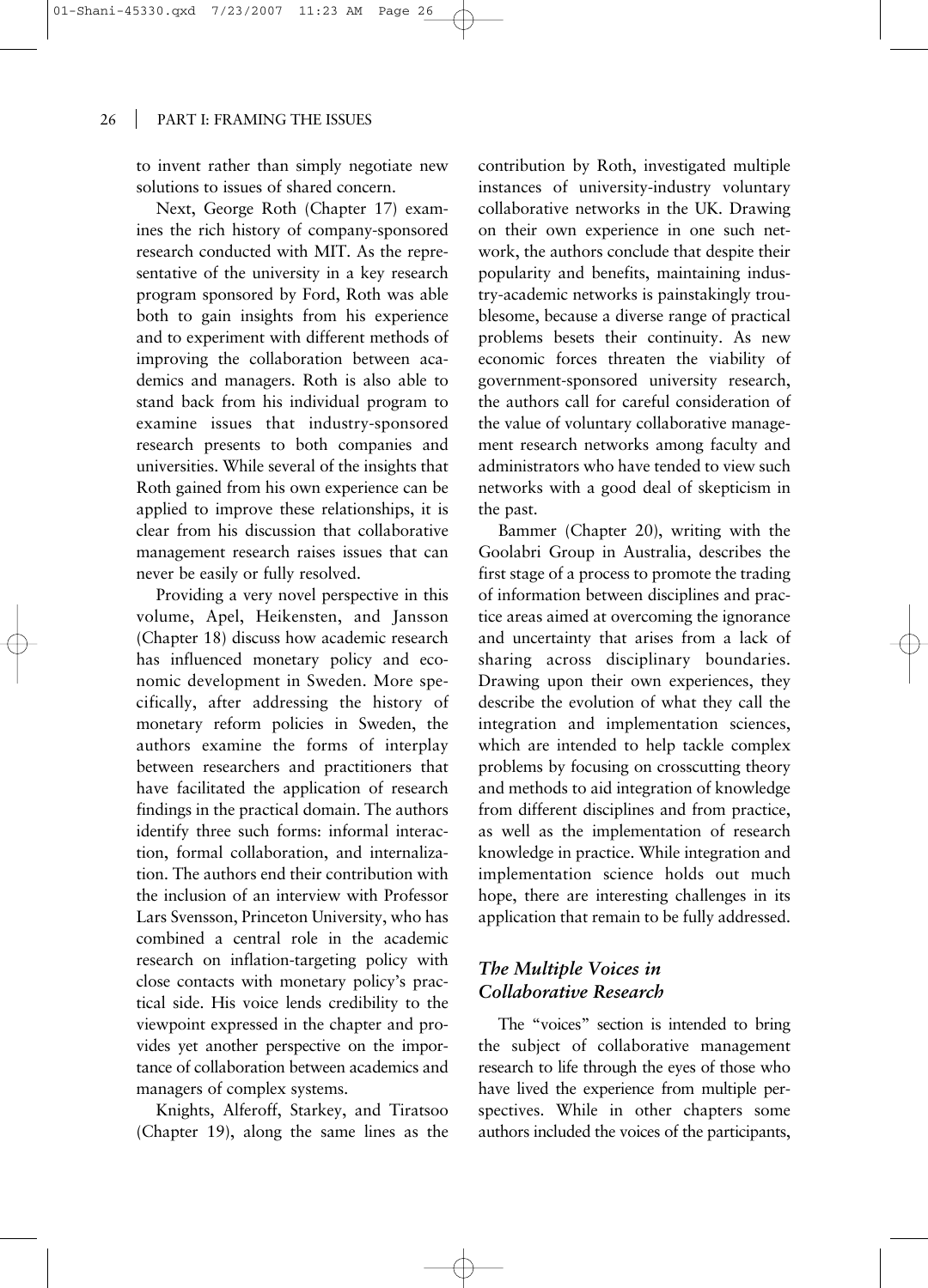to invent rather than simply negotiate new solutions to issues of shared concern.

Next, George Roth (Chapter 17) examines the rich history of company-sponsored research conducted with MIT. As the representative of the university in a key research program sponsored by Ford, Roth was able both to gain insights from his experience and to experiment with different methods of improving the collaboration between academics and managers. Roth is also able to stand back from his individual program to examine issues that industry-sponsored research presents to both companies and universities. While several of the insights that Roth gained from his own experience can be applied to improve these relationships, it is clear from his discussion that collaborative management research raises issues that can never be easily or fully resolved.

Providing a very novel perspective in this volume, Apel, Heikensten, and Jansson (Chapter 18) discuss how academic research has influenced monetary policy and economic development in Sweden. More specifically, after addressing the history of monetary reform policies in Sweden, the authors examine the forms of interplay between researchers and practitioners that have facilitated the application of research findings in the practical domain. The authors identify three such forms: informal interaction, formal collaboration, and internalization. The authors end their contribution with the inclusion of an interview with Professor Lars Svensson, Princeton University, who has combined a central role in the academic research on inflation-targeting policy with close contacts with monetary policy's practical side. His voice lends credibility to the viewpoint expressed in the chapter and provides yet another perspective on the importance of collaboration between academics and managers of complex systems.

Knights, Alferoff, Starkey, and Tiratsoo (Chapter 19), along the same lines as the contribution by Roth, investigated multiple instances of university-industry voluntary collaborative networks in the UK. Drawing on their own experience in one such network, the authors conclude that despite their popularity and benefits, maintaining industry-academic networks is painstakingly troublesome, because a diverse range of practical problems besets their continuity. As new economic forces threaten the viability of government-sponsored university research, the authors call for careful consideration of the value of voluntary collaborative management research networks among faculty and administrators who have tended to view such networks with a good deal of skepticism in the past.

Bammer (Chapter 20), writing with the Goolabri Group in Australia, describes the first stage of a process to promote the trading of information between disciplines and practice areas aimed at overcoming the ignorance and uncertainty that arises from a lack of sharing across disciplinary boundaries. Drawing upon their own experiences, they describe the evolution of what they call the integration and implementation sciences, which are intended to help tackle complex problems by focusing on crosscutting theory and methods to aid integration of knowledge from different disciplines and from practice, as well as the implementation of research knowledge in practice. While integration and implementation science holds out much hope, there are interesting challenges in its application that remain to be fully addressed.

### *The Multiple Voices in Collaborative Research*

The "voices" section is intended to bring the subject of collaborative management research to life through the eyes of those who have lived the experience from multiple perspectives. While in other chapters some authors included the voices of the participants,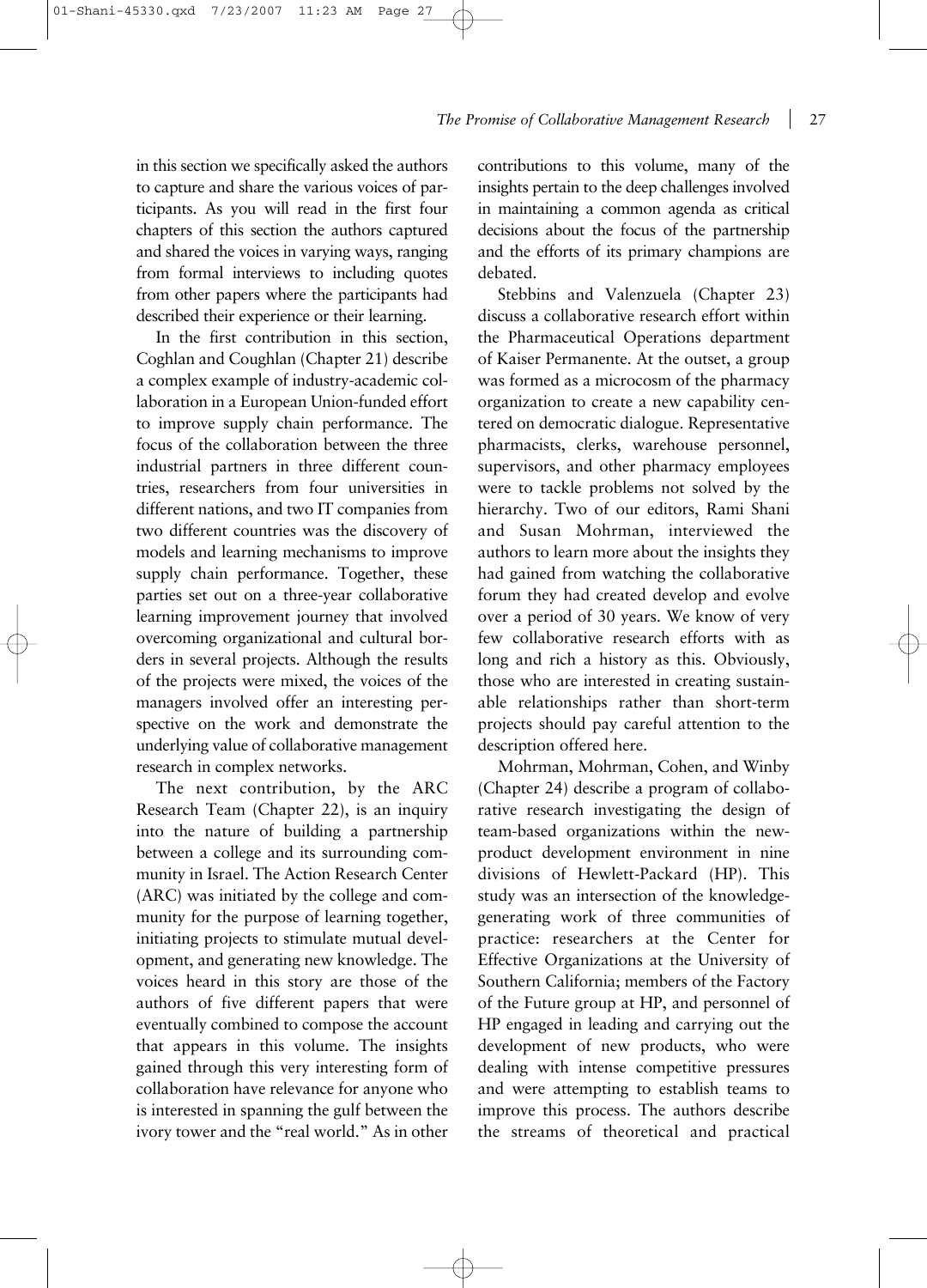in this section we specifically asked the authors to capture and share the various voices of participants. As you will read in the first four chapters of this section the authors captured and shared the voices in varying ways, ranging from formal interviews to including quotes from other papers where the participants had described their experience or their learning.

In the first contribution in this section, Coghlan and Coughlan (Chapter 21) describe a complex example of industry-academic collaboration in a European Union-funded effort to improve supply chain performance. The focus of the collaboration between the three industrial partners in three different countries, researchers from four universities in different nations, and two IT companies from two different countries was the discovery of models and learning mechanisms to improve supply chain performance. Together, these parties set out on a three-year collaborative learning improvement journey that involved overcoming organizational and cultural borders in several projects. Although the results of the projects were mixed, the voices of the managers involved offer an interesting perspective on the work and demonstrate the underlying value of collaborative management research in complex networks.

The next contribution, by the ARC Research Team (Chapter 22), is an inquiry into the nature of building a partnership between a college and its surrounding community in Israel. The Action Research Center (ARC) was initiated by the college and community for the purpose of learning together, initiating projects to stimulate mutual development, and generating new knowledge. The voices heard in this story are those of the authors of five different papers that were eventually combined to compose the account that appears in this volume. The insights gained through this very interesting form of collaboration have relevance for anyone who is interested in spanning the gulf between the ivory tower and the "real world." As in other contributions to this volume, many of the insights pertain to the deep challenges involved in maintaining a common agenda as critical decisions about the focus of the partnership and the efforts of its primary champions are debated.

Stebbins and Valenzuela (Chapter 23) discuss a collaborative research effort within the Pharmaceutical Operations department of Kaiser Permanente. At the outset, a group was formed as a microcosm of the pharmacy organization to create a new capability centered on democratic dialogue. Representative pharmacists, clerks, warehouse personnel, supervisors, and other pharmacy employees were to tackle problems not solved by the hierarchy. Two of our editors, Rami Shani and Susan Mohrman, interviewed the authors to learn more about the insights they had gained from watching the collaborative forum they had created develop and evolve over a period of 30 years. We know of very few collaborative research efforts with as long and rich a history as this. Obviously, those who are interested in creating sustainable relationships rather than short-term projects should pay careful attention to the description offered here.

Mohrman, Mohrman, Cohen, and Winby (Chapter 24) describe a program of collaborative research investigating the design of team-based organizations within the new-product development environment in nine divisions of Hewlett-Packard (HP). This study was an intersection of the knowledge-generating work of three communities of practice: researchers at the Center for Effective Organizations at the University of Southern California; members of the Factory of the Future group at HP, and personnel of HP engaged in leading and carrying out the development of new products, who were dealing with intense competitive pressures and were attempting to establish teams to improve this process. The authors describe the streams of theoretical and practical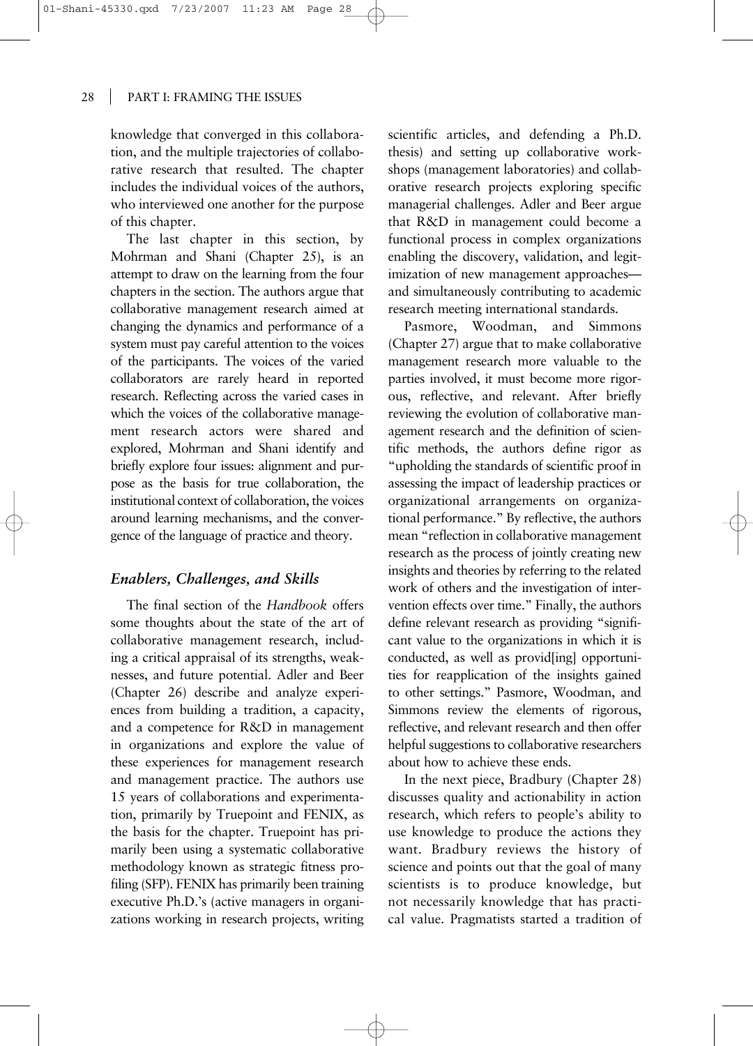knowledge that converged in this collaboration, and the multiple trajectories of collaborative research that resulted. The chapter includes the individual voices of the authors, who interviewed one another for the purpose of this chapter.

The last chapter in this section, by Mohrman and Shani (Chapter 25), is an attempt to draw on the learning from the four chapters in the section. The authors argue that collaborative management research aimed at changing the dynamics and performance of a system must pay careful attention to the voices of the participants. The voices of the varied collaborators are rarely heard in reported research. Reflecting across the varied cases in which the voices of the collaborative management research actors were shared and explored, Mohrman and Shani identify and briefly explore four issues: alignment and purpose as the basis for true collaboration, the institutional context of collaboration, the voices around learning mechanisms, and the convergence of the language of practice and theory.

### *Enablers, Challenges, and Skills*

The final section of the *Handbook* offers some thoughts about the state of the art of collaborative management research, including a critical appraisal of its strengths, weaknesses, and future potential. Adler and Beer (Chapter 26) describe and analyze experiences from building a tradition, a capacity, and a competence for R&D in management in organizations and explore the value of these experiences for management research and management practice. The authors use 15 years of collaborations and experimentation, primarily by Truepoint and FENIX, as the basis for the chapter. Truepoint has primarily been using a systematic collaborative methodology known as strategic fitness profiling (SFP). FENIX has primarily been training executive Ph.D.'s (active managers in organizations working in research projects, writing scientific articles, and defending a Ph.D. thesis) and setting up collaborative workshops (management laboratories) and collaborative research projects exploring specific managerial challenges. Adler and Beer argue that R&D in management could become a functional process in complex organizations enabling the discovery, validation, and legitimization of new management approaches—and simultaneously contributing to academic research meeting international standards.

Pasmore, Woodman, and Simmons (Chapter 27) argue that to make collaborative management research more valuable to the parties involved, it must become more rigorous, reflective, and relevant. After briefly reviewing the evolution of collaborative management research and the definition of scientific methods, the authors define rigor as "upholding the standards of scientific proof in assessing the impact of leadership practices or organizational arrangements on organizational performance." By reflective, the authors mean "reflection in collaborative management research as the process of jointly creating new insights and theories by referring to the related work of others and the investigation of intervention effects over time." Finally, the authors define relevant research as providing "significant value to the organizations in which it is conducted, as well as provid[ing] opportunities for reapplication of the insights gained to other settings." Pasmore, Woodman, and Simmons review the elements of rigorous, reflective, and relevant research and then offer helpful suggestions to collaborative researchers about how to achieve these ends.

In the next piece, Bradbury (Chapter 28) discusses quality and actionability in action research, which refers to people's ability to use knowledge to produce the actions they want. Bradbury reviews the history of science and points out that the goal of many scientists is to produce knowledge, but not necessarily knowledge that has practical value. Pragmatists started a tradition of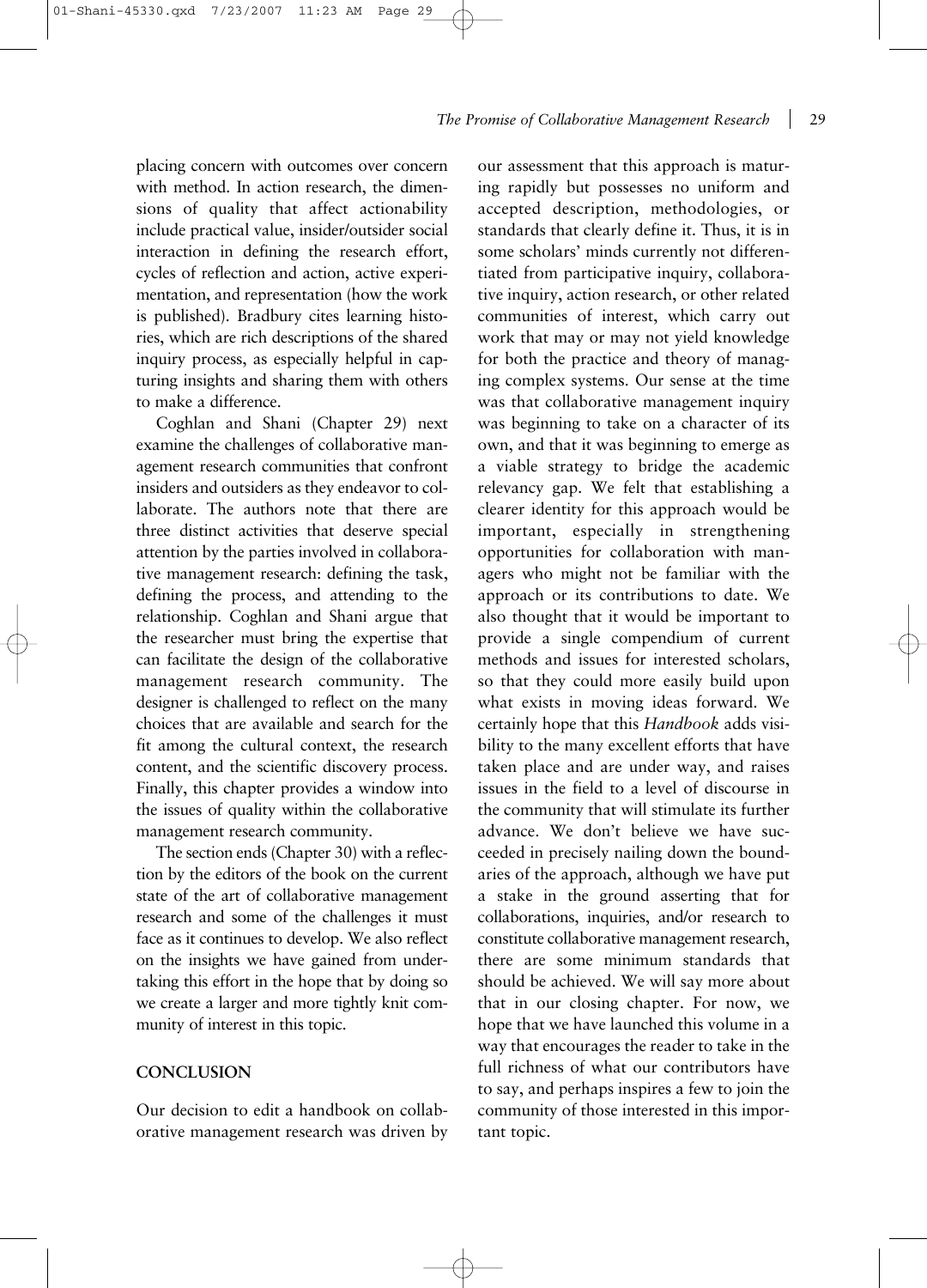placing concern with outcomes over concern with method. In action research, the dimensions of quality that affect actionability include practical value, insider/outsider social interaction in defining the research effort, cycles of reflection and action, active experimentation, and representation (how the work is published). Bradbury cites learning histories, which are rich descriptions of the shared inquiry process, as especially helpful in capturing insights and sharing them with others to make a difference.

Coghlan and Shani (Chapter 29) next examine the challenges of collaborative management research communities that confront insiders and outsiders as they endeavor to collaborate. The authors note that there are three distinct activities that deserve special attention by the parties involved in collaborative management research: defining the task, defining the process, and attending to the relationship. Coghlan and Shani argue that the researcher must bring the expertise that can facilitate the design of the collaborative management research community. The designer is challenged to reflect on the many choices that are available and search for the fit among the cultural context, the research content, and the scientific discovery process. Finally, this chapter provides a window into the issues of quality within the collaborative management research community.

The section ends (Chapter 30) with a reflection by the editors of the book on the current state of the art of collaborative management research and some of the challenges it must face as it continues to develop. We also reflect on the insights we have gained from undertaking this effort in the hope that by doing so we create a larger and more tightly knit community of interest in this topic.

## CONCLUSION

Our decision to edit a handbook on collaborative management research was driven by our assessment that this approach is maturing rapidly but possesses no uniform and accepted description, methodologies, or standards that clearly define it. Thus, it is in some scholars' minds currently not differentiated from participative inquiry, collaborative inquiry, action research, or other related communities of interest, which carry out work that may or may not yield knowledge for both the practice and theory of managing complex systems. Our sense at the time was that collaborative management inquiry was beginning to take on a character of its own, and that it was beginning to emerge as a viable strategy to bridge the academic relevancy gap. We felt that establishing a clearer identity for this approach would be important, especially in strengthening opportunities for collaboration with managers who might not be familiar with the approach or its contributions to date. We also thought that it would be important to provide a single compendium of current methods and issues for interested scholars, so that they could more easily build upon what exists in moving ideas forward. We certainly hope that this *Handbook* adds visibility to the many excellent efforts that have taken place and are under way, and raises issues in the field to a level of discourse in the community that will stimulate its further advance. We don't believe we have succeeded in precisely nailing down the boundaries of the approach, although we have put a stake in the ground asserting that for collaborations, inquiries, and/or research to constitute collaborative management research, there are some minimum standards that should be achieved. We will say more about that in our closing chapter. For now, we hope that we have launched this volume in a way that encourages the reader to take in the full richness of what our contributors have to say, and perhaps inspires a few to join the community of those interested in this important topic.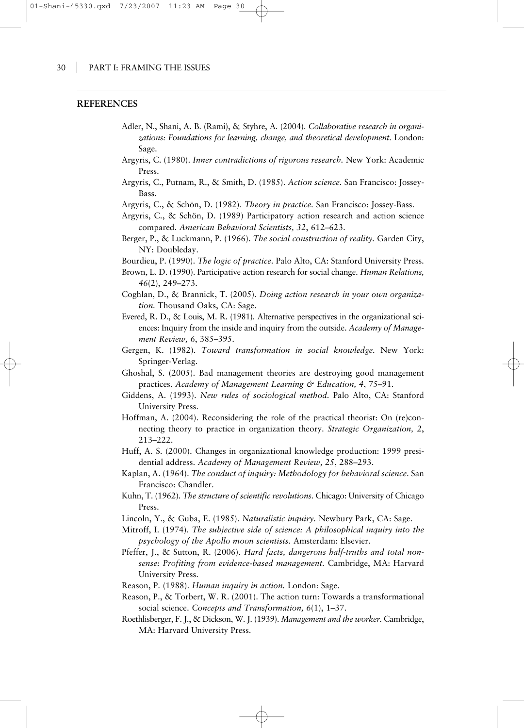## REFERENCES

Adler, N., Shani, A. B. (Rami), & Styhre, A. (2004). *Collaborative research in organizations: Foundations for learning, change, and theoretical development.* London: Sage.

Argyris, C. (1980). *Inner contradictions of rigorous research.* New York: Academic Press.

Argyris, C., Putnam, R., & Smith, D. (1985). *Action science.* San Francisco: Jossey-Bass.

Argyris, C., & Schön, D. (1982). *Theory in practice.* San Francisco: Jossey-Bass.

Argyris, C., & Schön, D. (1989) Participatory action research and action science compared. *American Behavioral Scientists, 32*, 612–623.

Berger, P., & Luckmann, P. (1966). *The social construction of reality.* Garden City, NY: Doubleday.

Bourdieu, P. (1990). *The logic of practice.* Palo Alto, CA: Stanford University Press.

Brown, L. D. (1990). Participative action research for social change. *Human Relations, 46*(2), 249–273.

Coghlan, D., & Brannick, T. (2005). *Doing action research in your own organization.* Thousand Oaks, CA: Sage.

Evered, R. D., & Louis, M. R. (1981). Alternative perspectives in the organizational sciences: Inquiry from the inside and inquiry from the outside. *Academy of Management Review, 6*, 385–395.

Gergen, K. (1982). *Toward transformation in social knowledge.* New York: Springer-Verlag.

Ghoshal, S. (2005). Bad management theories are destroying good management practices. *Academy of Management Learning & Education, 4*, 75–91.

Giddens, A. (1993). *New rules of sociological method.* Palo Alto, CA: Stanford University Press.

Hoffman, A. (2004). Reconsidering the role of the practical theorist: On (re)connecting theory to practice in organization theory. *Strategic Organization, 2*, 213–222.

Huff, A. S. (2000). Changes in organizational knowledge production: 1999 presidential address. *Academy of Management Review, 25*, 288–293.

Kaplan, A. (1964). *The conduct of inquiry: Methodology for behavioral science.* San Francisco: Chandler.

Kuhn, T. (1962). *The structure of scientific revolutions.* Chicago: University of Chicago Press.

Lincoln, Y., & Guba, E. (1985). *Naturalistic inquiry.* Newbury Park, CA: Sage.

Mitroff, I. (1974). *The subjective side of science: A philosophical inquiry into the psychology of the Apollo moon scientists.* Amsterdam: Elsevier.

Pfeffer, J., & Sutton, R. (2006). *Hard facts, dangerous half-truths and total nonsense: Profiting from evidence-based management.* Cambridge, MA: Harvard University Press.

Reason, P. (1988). *Human inquiry in action.* London: Sage.

Reason, P., & Torbert, W. R. (2001). The action turn: Towards a transformational social science. *Concepts and Transformation, 6*(1), 1–37.

Roethlisberger, F. J., & Dickson, W. J. (1939). *Management and the worker.* Cambridge, MA: Harvard University Press.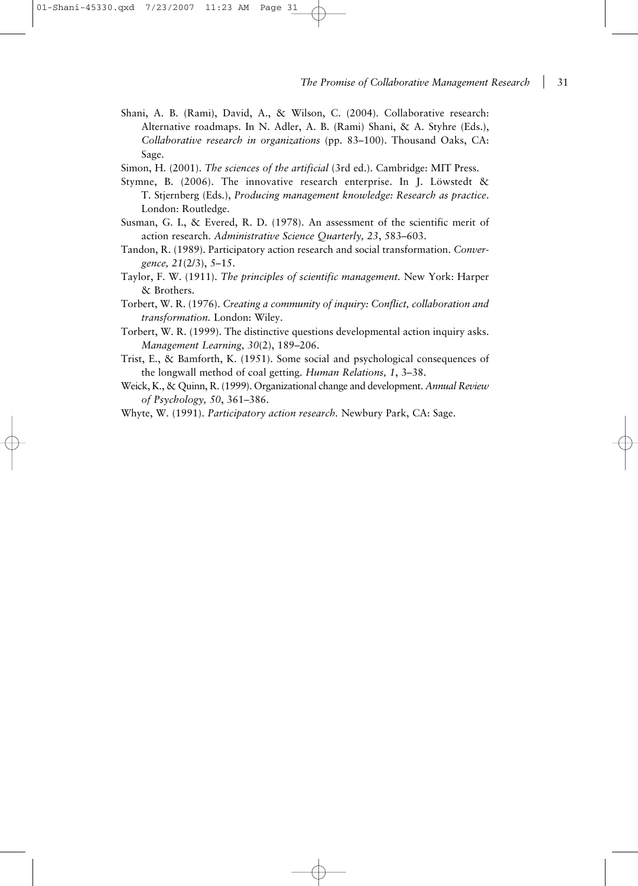Shani, A. B. (Rami), David, A., & Wilson, C. (2004). Collaborative research: Alternative roadmaps. In N. Adler, A. B. (Rami) Shani, & A. Styhre (Eds.), *Collaborative research in organizations* (pp. 83–100). Thousand Oaks, CA: Sage.

Simon, H. (2001). *The sciences of the artificial* (3rd ed.). Cambridge: MIT Press.

Stymne, B. (2006). The innovative research enterprise. In J. Löwstedt & T. Stjernberg (Eds.), *Producing management knowledge: Research as practice*. London: Routledge.

Susman, G. I., & Evered, R. D. (1978). An assessment of the scientific merit of action research. *Administrative Science Quarterly, 23*, 583–603.

Tandon, R. (1989). Participatory action research and social transformation. *Convergence, 21*(2/3), 5–15.

Taylor, F. W. (1911). *The principles of scientific management*. New York: Harper & Brothers.

Torbert, W. R. (1976). *Creating a community of inquiry: Conflict, collaboration and transformation.* London: Wiley.

Torbert, W. R. (1999). The distinctive questions developmental action inquiry asks. *Management Learning, 30*(2), 189–206.

Trist, E., & Bamforth, K. (1951). Some social and psychological consequences of the longwall method of coal getting. *Human Relations, 1*, 3–38.

Weick, K., & Quinn, R. (1999). Organizational change and development. *Annual Review of Psychology, 50*, 361–386.

Whyte, W. (1991). *Participatory action research.* Newbury Park, CA: Sage.